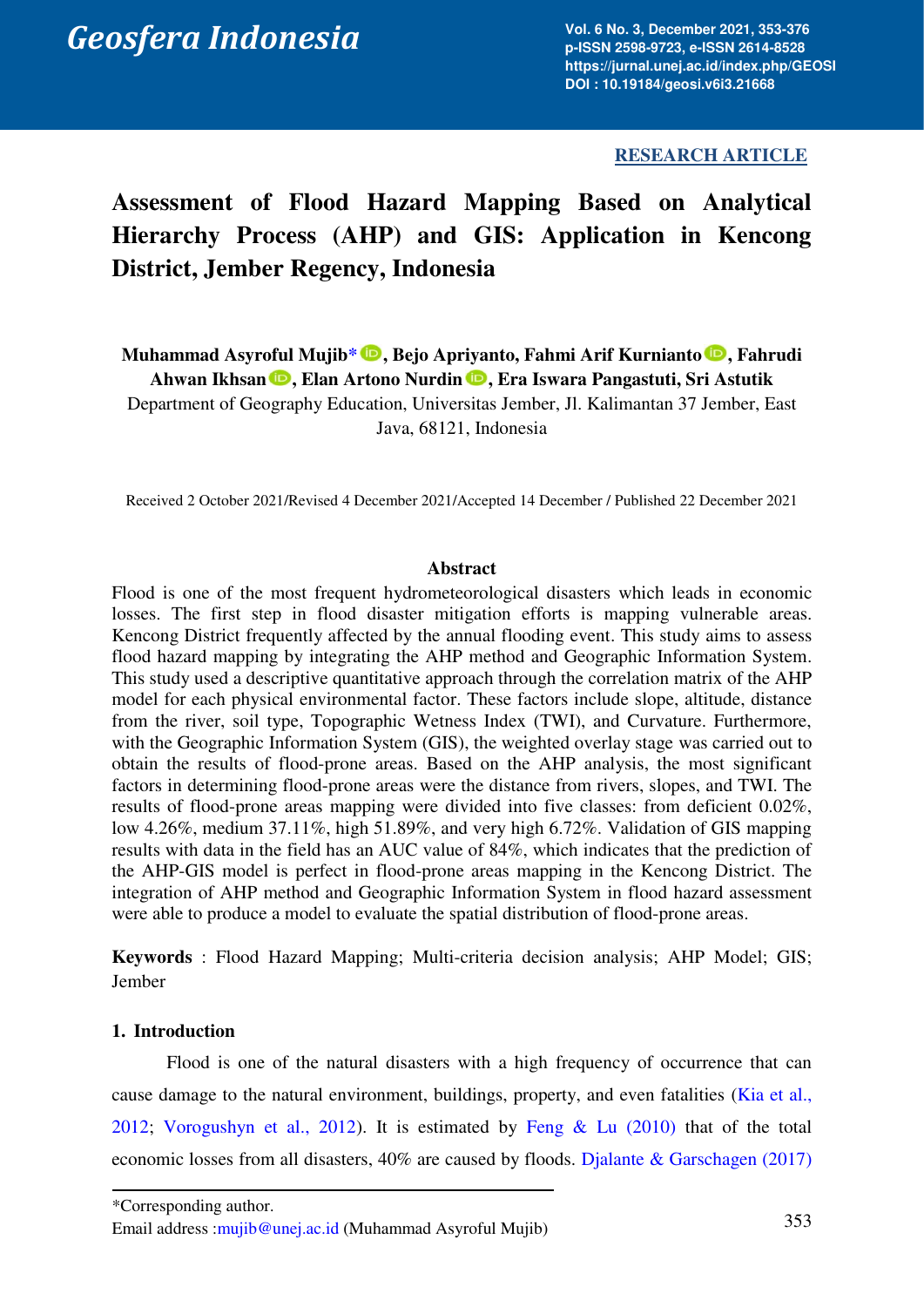RESEARCH ARTICLE

# Assessment of Flood Hazard Mapping Based on Analytical Hierarchy Process (AHP) and GIS: Application in Kencong District, Jember Regency, Indonesia

**Muhammad Asyroful Mujib*, Bejo Apriyanto, Fahmi Arif Kurnianto, Fahrudi Ahwan Ikhsan, Elan Artono Nurdin, Era Iswara Pangastuti, Sri Astutik**

Department of Geography Education, Universitas Jember, Jl. Kalimantan 37 Jember, East Java, 68121, Indonesia

Received 2 October 2021/Revised 4 December 2021/Accepted 14 December / Published 22 December 2021

### Abstract

Flood is one of the most frequent hydrometeorological disasters which leads in economic losses. The first step in flood disaster mitigation efforts is mapping vulnerable areas. Kencong District frequently affected by the annual flooding event. This study aims to assess flood hazard mapping by integrating the AHP method and Geographic Information System. This study used a descriptive quantitative approach through the correlation matrix of the AHP model for each physical environmental factor. These factors include slope, altitude, distance from the river, soil type, Topographic Wetness Index (TWI), and Curvature. Furthermore, with the Geographic Information System (GIS), the weighted overlay stage was carried out to obtain the results of flood-prone areas. Based on the AHP analysis, the most significant factors in determining flood-prone areas were the distance from rivers, slopes, and TWI. The results of flood-prone areas mapping were divided into five classes: from deficient 0.02%, low 4.26%, medium 37.11%, high 51.89%, and very high 6.72%. Validation of GIS mapping results with data in the field has an AUC value of 84%, which indicates that the prediction of the AHP-GIS model is perfect in flood-prone areas mapping in the Kencong District. The integration of AHP method and Geographic Information System in flood hazard assessment were able to produce a model to evaluate the spatial distribution of flood-prone areas.

**Keywords** : Flood Hazard Mapping; Multi-criteria decision analysis; AHP Model; GIS; Jember

## 1. Introduction

Flood is one of the natural disasters with a high frequency of occurrence that can cause damage to the natural environment, buildings, property, and even fatalities (Kia et al., 2012; Vorogushyn et al., 2012). It is estimated by Feng & Lu (2010) that of the total economic losses from all disasters, 40% are caused by floods. Djalante & Garschagen (2017)

*Corresponding author.
Email address :mujib@unej.ac.id (Muhammad Asyroful Mujib)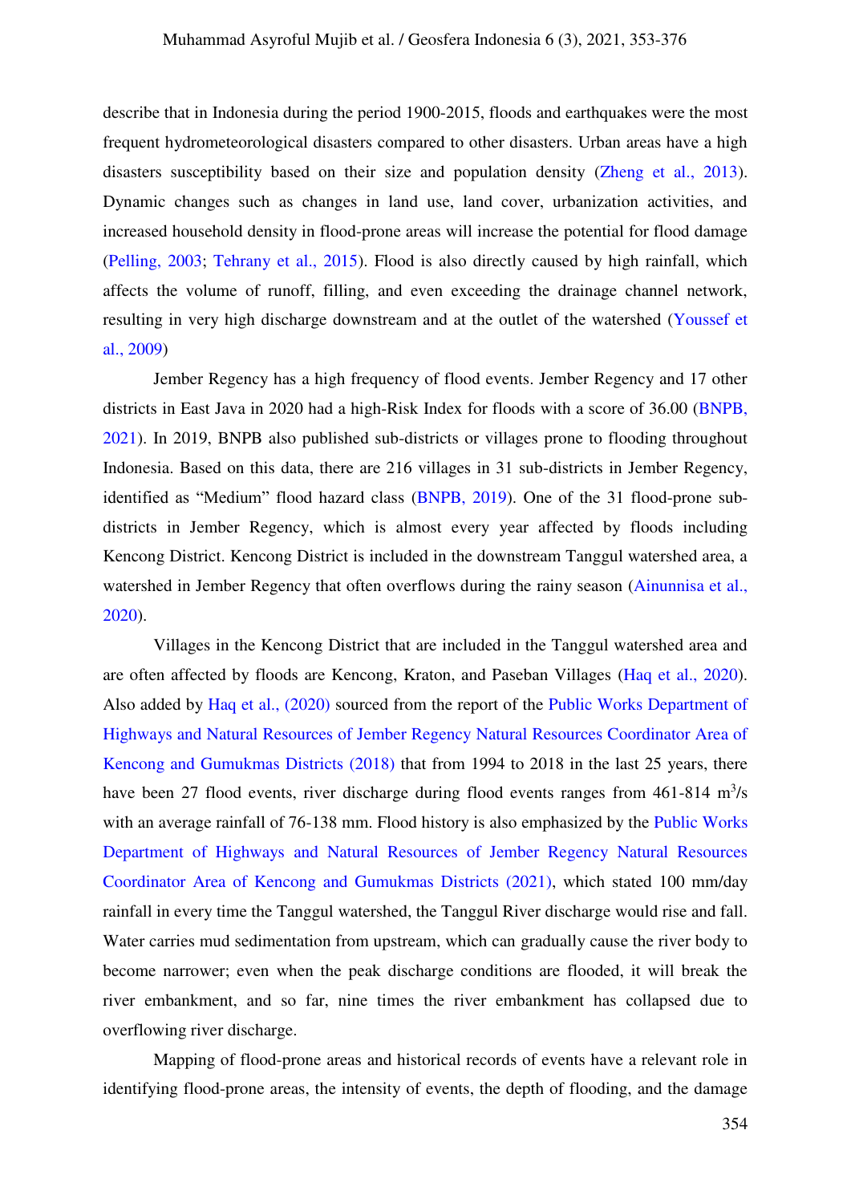describe that in Indonesia during the period 1900-2015, floods and earthquakes were the most frequent hydrometeorological disasters compared to other disasters. Urban areas have a high disasters susceptibility based on their size and population density (Zheng et al., 2013). Dynamic changes such as changes in land use, land cover, urbanization activities, and increased household density in flood-prone areas will increase the potential for flood damage (Pelling, 2003; Tehrany et al., 2015). Flood is also directly caused by high rainfall, which affects the volume of runoff, filling, and even exceeding the drainage channel network, resulting in very high discharge downstream and at the outlet of the watershed (Youssef et al., 2009)

Jember Regency has a high frequency of flood events. Jember Regency and 17 other districts in East Java in 2020 had a high-Risk Index for floods with a score of 36.00 (BNPB, 2021). In 2019, BNPB also published sub-districts or villages prone to flooding throughout Indonesia. Based on this data, there are 216 villages in 31 sub-districts in Jember Regency, identified as "Medium" flood hazard class (BNPB, 2019). One of the 31 flood-prone sub-districts in Jember Regency, which is almost every year affected by floods including Kencong District. Kencong District is included in the downstream Tanggul watershed area, a watershed in Jember Regency that often overflows during the rainy season (Ainunnisa et al., 2020).

Villages in the Kencong District that are included in the Tanggul watershed area and are often affected by floods are Kencong, Kraton, and Paseban Villages (Haq et al., 2020). Also added by Haq et al., (2020) sourced from the report of the Public Works Department of Highways and Natural Resources of Jember Regency Natural Resources Coordinator Area of Kencong and Gumukmas Districts (2018) that from 1994 to 2018 in the last 25 years, there have been 27 flood events, river discharge during flood events ranges from 461-814 $m^3/s$ with an average rainfall of 76-138 mm. Flood history is also emphasized by the Public Works Department of Highways and Natural Resources of Jember Regency Natural Resources Coordinator Area of Kencong and Gumukmas Districts (2021), which stated 100 mm/day rainfall in every time the Tanggul watershed, the Tanggul River discharge would rise and fall. Water carries mud sedimentation from upstream, which can gradually cause the river body to become narrower; even when the peak discharge conditions are flooded, it will break the river embankment, and so far, nine times the river embankment has collapsed due to overflowing river discharge.

Mapping of flood-prone areas and historical records of events have a relevant role in identifying flood-prone areas, the intensity of events, the depth of flooding, and the damage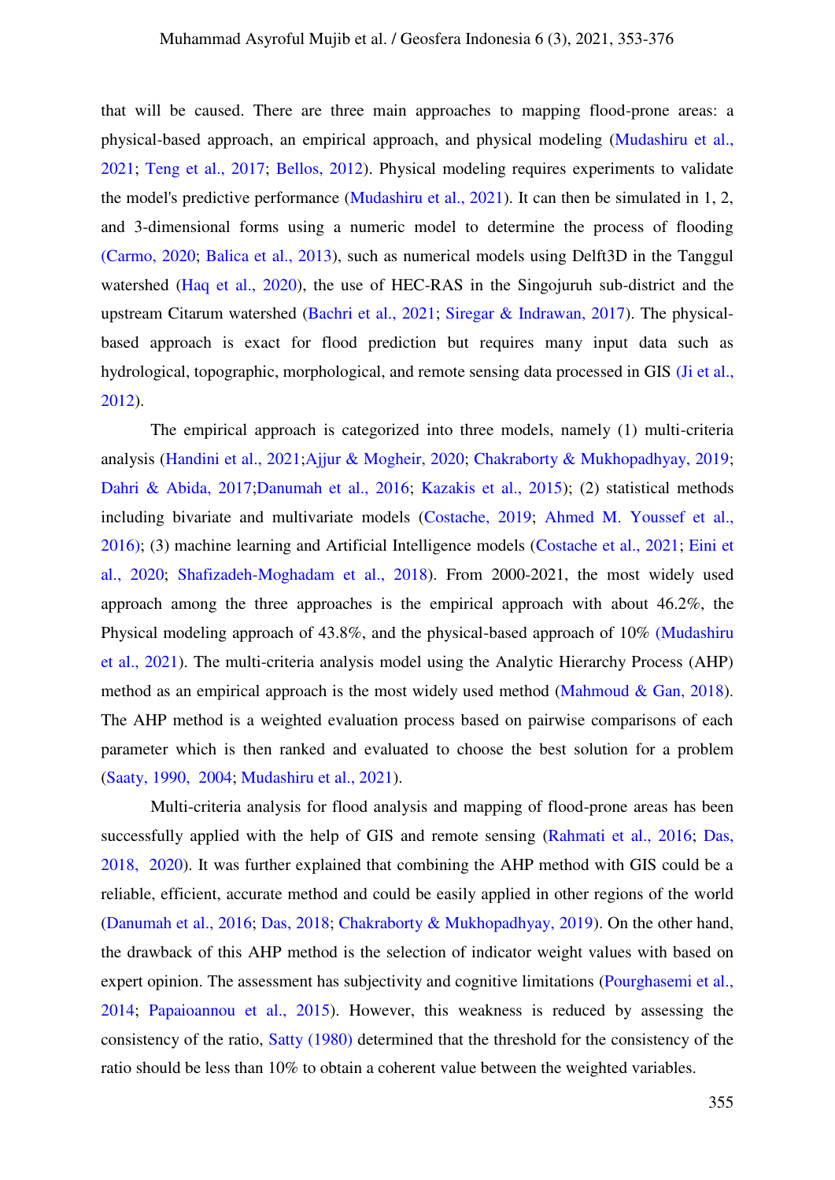that will be caused. There are three main approaches to mapping flood-prone areas: a physical-based approach, an empirical approach, and physical modeling (Mudashiru et al., 2021; Teng et al., 2017; Bellos, 2012). Physical modeling requires experiments to validate the model's predictive performance (Mudashiru et al., 2021). It can then be simulated in 1, 2, and 3-dimensional forms using a numeric model to determine the process of flooding (Carmo, 2020; Balica et al., 2013), such as numerical models using Delft3D in the Tanggul watershed (Haq et al., 2020), the use of HEC-RAS in the Singojuruh sub-district and the upstream Citarum watershed (Bachri et al., 2021; Siregar & Indrawan, 2017). The physical-based approach is exact for flood prediction but requires many input data such as hydrological, topographic, morphological, and remote sensing data processed in GIS (Ji et al., 2012).

The empirical approach is categorized into three models, namely (1) multi-criteria analysis (Handini et al., 2021;Ajjur & Mogheir, 2020; Chakraborty & Mukhopadhyay, 2019; Dahri & Abida, 2017;Danumah et al., 2016; Kazakis et al., 2015); (2) statistical methods including bivariate and multivariate models (Costache, 2019; Ahmed M. Youssef et al., 2016); (3) machine learning and Artificial Intelligence models (Costache et al., 2021; Eini et al., 2020; Shafizadeh-Moghadam et al., 2018). From 2000-2021, the most widely used approach among the three approaches is the empirical approach with about 46.2%, the Physical modeling approach of 43.8%, and the physical-based approach of 10% (Mudashiru et al., 2021). The multi-criteria analysis model using the Analytic Hierarchy Process (AHP) method as an empirical approach is the most widely used method (Mahmoud & Gan, 2018). The AHP method is a weighted evaluation process based on pairwise comparisons of each parameter which is then ranked and evaluated to choose the best solution for a problem (Saaty, 1990, 2004; Mudashiru et al., 2021).

Multi-criteria analysis for flood analysis and mapping of flood-prone areas has been successfully applied with the help of GIS and remote sensing (Rahmati et al., 2016; Das, 2018, 2020). It was further explained that combining the AHP method with GIS could be a reliable, efficient, accurate method and could be easily applied in other regions of the world (Danumah et al., 2016; Das, 2018; Chakraborty & Mukhopadhyay, 2019). On the other hand, the drawback of this AHP method is the selection of indicator weight values with based on expert opinion. The assessment has subjectivity and cognitive limitations (Pourghasemi et al., 2014; Papaioannou et al., 2015). However, this weakness is reduced by assessing the consistency of the ratio, Satty (1980) determined that the threshold for the consistency of the ratio should be less than 10% to obtain a coherent value between the weighted variables.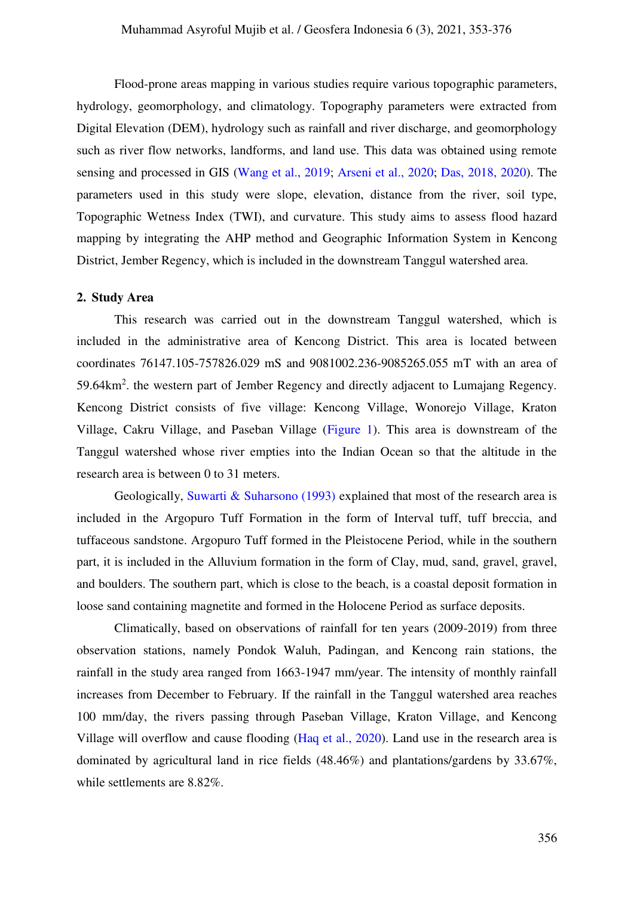Flood-prone areas mapping in various studies require various topographic parameters, hydrology, geomorphology, and climatology. Topography parameters were extracted from Digital Elevation (DEM), hydrology such as rainfall and river discharge, and geomorphology such as river flow networks, landforms, and land use. This data was obtained using remote sensing and processed in GIS (Wang et al., 2019; Arseni et al., 2020; Das, 2018, 2020). The parameters used in this study were slope, elevation, distance from the river, soil type, Topographic Wetness Index (TWI), and curvature. This study aims to assess flood hazard mapping by integrating the AHP method and Geographic Information System in Kencong District, Jember Regency, which is included in the downstream Tanggul watershed area.

## 2. Study Area

This research was carried out in the downstream Tanggul watershed, which is included in the administrative area of Kencong District. This area is located between coordinates 76147.105-757826.029 mS and 9081002.236-9085265.055 mT with an area of 59.64km$^2$. the western part of Jember Regency and directly adjacent to Lumajang Regency. Kencong District consists of five village: Kencong Village, Wonorejo Village, Kraton Village, Cakru Village, and Paseban Village (Figure 1). This area is downstream of the Tanggul watershed whose river empties into the Indian Ocean so that the altitude in the research area is between 0 to 31 meters.

Geologically, Suwarti & Suharsono (1993) explained that most of the research area is included in the Argopuro Tuff Formation in the form of Interval tuff, tuff breccia, and tuffaceous sandstone. Argopuro Tuff formed in the Pleistocene Period, while in the southern part, it is included in the Alluvium formation in the form of Clay, mud, sand, gravel, gravel, and boulders. The southern part, which is close to the beach, is a coastal deposit formation in loose sand containing magnetite and formed in the Holocene Period as surface deposits.

Climatically, based on observations of rainfall for ten years (2009-2019) from three observation stations, namely Pondok Waluh, Padingan, and Kencong rain stations, the rainfall in the study area ranged from 1663-1947 mm/year. The intensity of monthly rainfall increases from December to February. If the rainfall in the Tanggul watershed area reaches 100 mm/day, the rivers passing through Paseban Village, Kraton Village, and Kencong Village will overflow and cause flooding (Haq et al., 2020). Land use in the research area is dominated by agricultural land in rice fields (48.46%) and plantations/gardens by 33.67%, while settlements are 8.82%.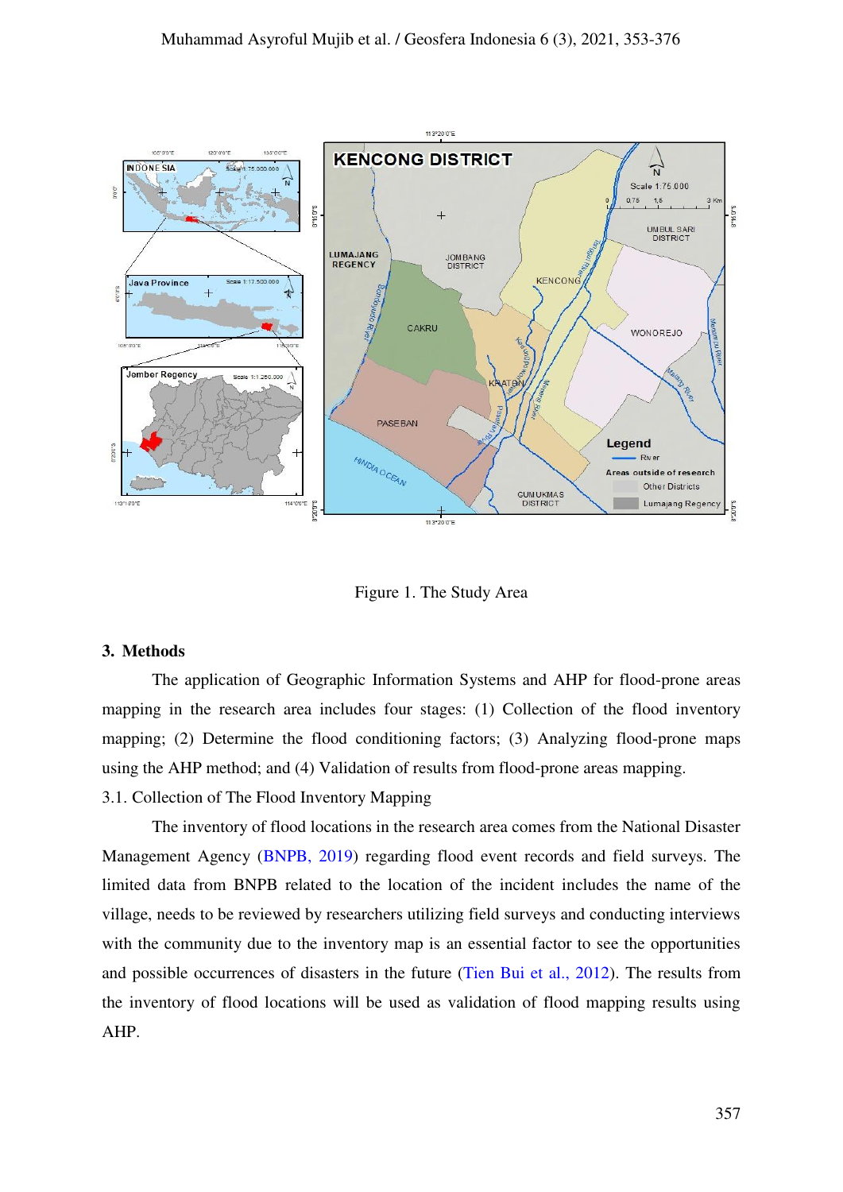Figure 1. The Study Area

## 3. Methods

The application of Geographic Information Systems and AHP for flood-prone areas mapping in the research area includes four stages: (1) Collection of the flood inventory mapping; (2) Determine the flood conditioning factors; (3) Analyzing flood-prone maps using the AHP method; and (4) Validation of results from flood-prone areas mapping.

### 3.1. Collection of The Flood Inventory Mapping

The inventory of flood locations in the research area comes from the National Disaster Management Agency (BNPB, 2019) regarding flood event records and field surveys. The limited data from BNPB related to the location of the incident includes the name of the village, needs to be reviewed by researchers utilizing field surveys and conducting interviews with the community due to the inventory map is an essential factor to see the opportunities and possible occurrences of disasters in the future (Tien Bui et al., 2012). The results from the inventory of flood locations will be used as validation of flood mapping results using AHP.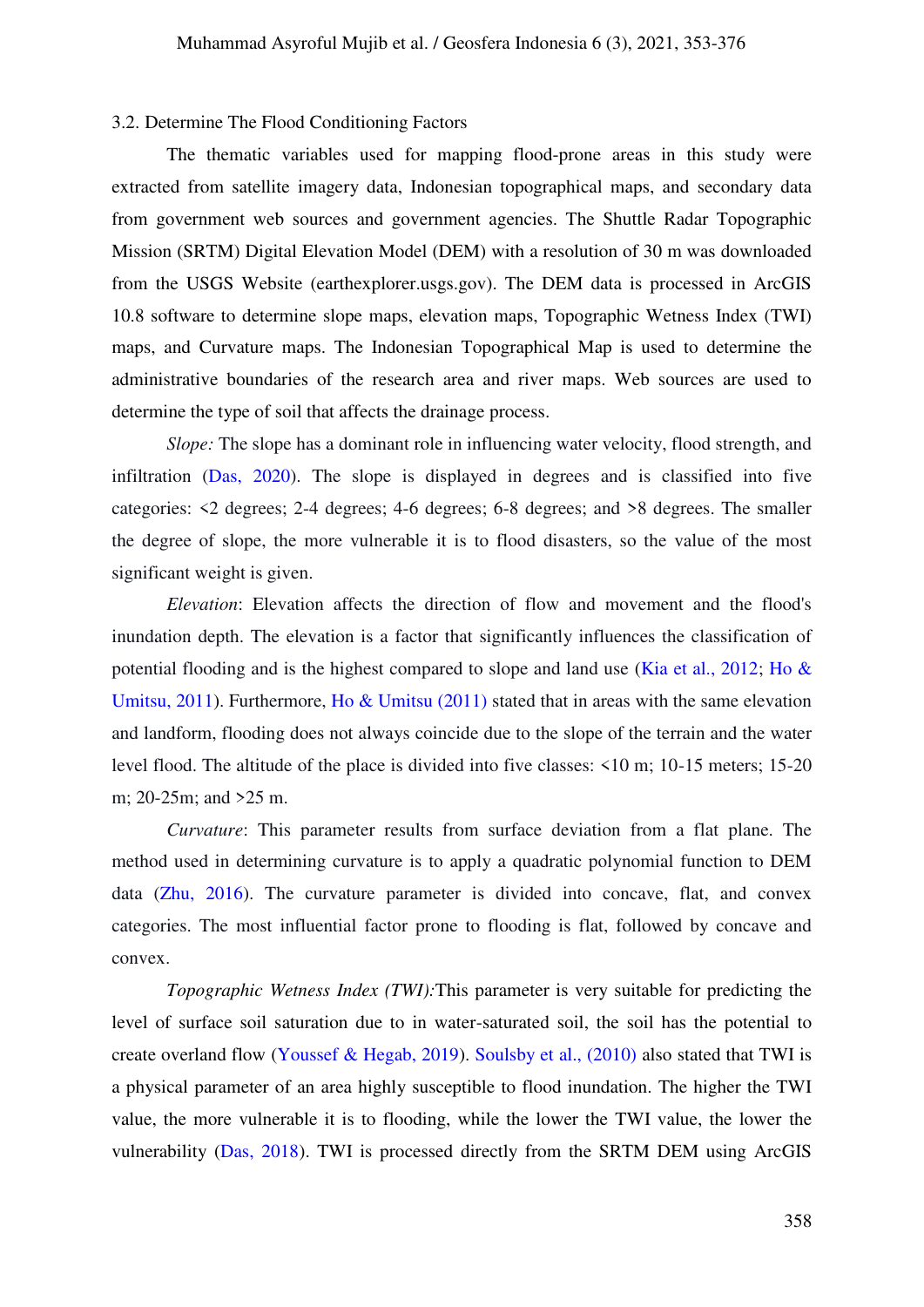### 3.2. Determine The Flood Conditioning Factors

The thematic variables used for mapping flood-prone areas in this study were extracted from satellite imagery data, Indonesian topographical maps, and secondary data from government web sources and government agencies. The Shuttle Radar Topographic Mission (SRTM) Digital Elevation Model (DEM) with a resolution of 30 m was downloaded from the USGS Website (earthexplorer.usgs.gov). The DEM data is processed in ArcGIS 10.8 software to determine slope maps, elevation maps, Topographic Wetness Index (TWI) maps, and Curvature maps. The Indonesian Topographical Map is used to determine the administrative boundaries of the research area and river maps. Web sources are used to determine the type of soil that affects the drainage process.

*Slope:* The slope has a dominant role in influencing water velocity, flood strength, and infiltration (Das, 2020). The slope is displayed in degrees and is classified into five categories: <2 degrees; 2-4 degrees; 4-6 degrees; 6-8 degrees; and >8 degrees. The smaller the degree of slope, the more vulnerable it is to flood disasters, so the value of the most significant weight is given.

*Elevation*: Elevation affects the direction of flow and movement and the flood's inundation depth. The elevation is a factor that significantly influences the classification of potential flooding and is the highest compared to slope and land use (Kia et al., 2012; Ho & Umitsu, 2011). Furthermore, Ho & Umitsu (2011) stated that in areas with the same elevation and landform, flooding does not always coincide due to the slope of the terrain and the water level flood. The altitude of the place is divided into five classes: <10 m; 10-15 meters; 15-20 m; 20-25m; and >25 m.

*Curvature*: This parameter results from surface deviation from a flat plane. The method used in determining curvature is to apply a quadratic polynomial function to DEM data (Zhu, 2016). The curvature parameter is divided into concave, flat, and convex categories. The most influential factor prone to flooding is flat, followed by concave and convex.

*Topographic Wetness Index (TWI):*This parameter is very suitable for predicting the level of surface soil saturation due to in water-saturated soil, the soil has the potential to create overland flow (Youssef & Hegab, 2019). Soulsby et al., (2010) also stated that TWI is a physical parameter of an area highly susceptible to flood inundation. The higher the TWI value, the more vulnerable it is to flooding, while the lower the TWI value, the lower the vulnerability (Das, 2018). TWI is processed directly from the SRTM DEM using ArcGIS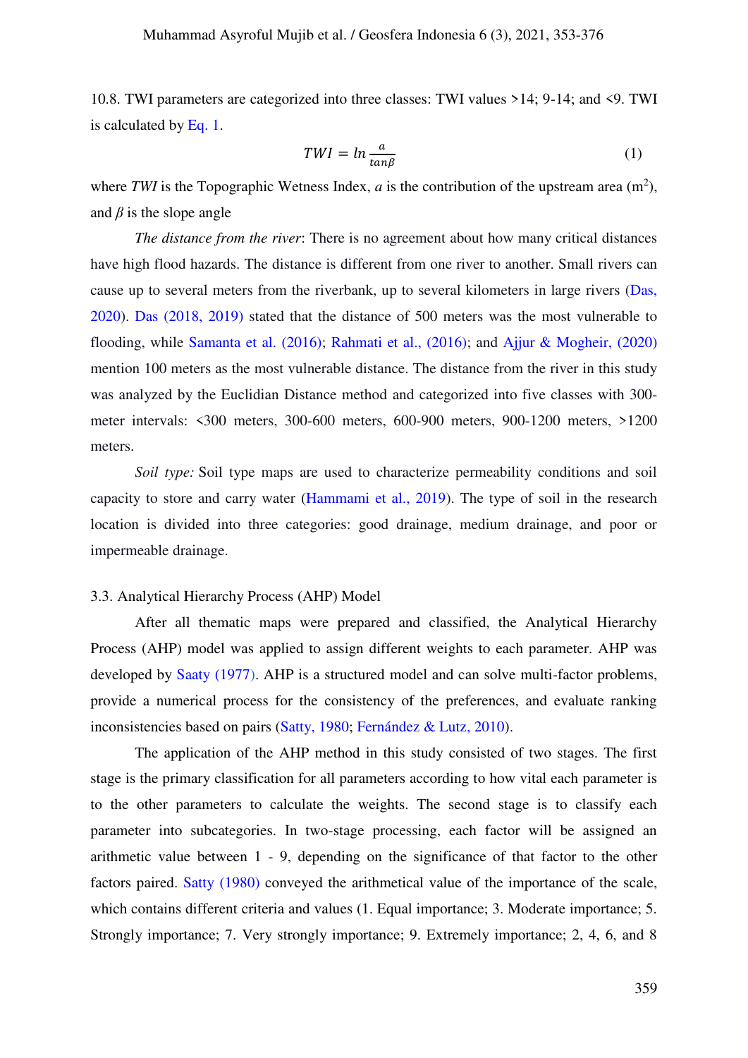10.8. TWI parameters are categorized into three classes: TWI values >14; 9-14; and <9. TWI is calculated by Eq. 1.

$$TWI = ln \frac{a}{tan\beta} \quad (1)$$

where *TWI* is the Topographic Wetness Index, *a* is the contribution of the upstream area ($m^2$), and $\beta$ is the slope angle

*The distance from the river*: There is no agreement about how many critical distances have high flood hazards. The distance is different from one river to another. Small rivers can cause up to several meters from the riverbank, up to several kilometers in large rivers (Das, 2020). Das (2018, 2019) stated that the distance of 500 meters was the most vulnerable to flooding, while Samanta et al. (2016); Rahmati et al., (2016); and Ajjur & Mogheir, (2020) mention 100 meters as the most vulnerable distance. The distance from the river in this study was analyzed by the Euclidian Distance method and categorized into five classes with 300-meter intervals: <300 meters, 300-600 meters, 600-900 meters, 900-1200 meters, >1200 meters.

*Soil type:* Soil type maps are used to characterize permeability conditions and soil capacity to store and carry water (Hammami et al., 2019). The type of soil in the research location is divided into three categories: good drainage, medium drainage, and poor or impermeable drainage.

### 3.3. Analytical Hierarchy Process (AHP) Model

After all thematic maps were prepared and classified, the Analytical Hierarchy Process (AHP) model was applied to assign different weights to each parameter. AHP was developed by Saaty (1977). AHP is a structured model and can solve multi-factor problems, provide a numerical process for the consistency of the preferences, and evaluate ranking inconsistencies based on pairs (Satty, 1980; Fernández & Lutz, 2010).

The application of the AHP method in this study consisted of two stages. The first stage is the primary classification for all parameters according to how vital each parameter is to the other parameters to calculate the weights. The second stage is to classify each parameter into subcategories. In two-stage processing, each factor will be assigned an arithmetic value between 1 - 9, depending on the significance of that factor to the other factors paired. Satty (1980) conveyed the arithmetical value of the importance of the scale, which contains different criteria and values (1. Equal importance; 3. Moderate importance; 5. Strongly importance; 7. Very strongly importance; 9. Extremely importance; 2, 4, 6, and 8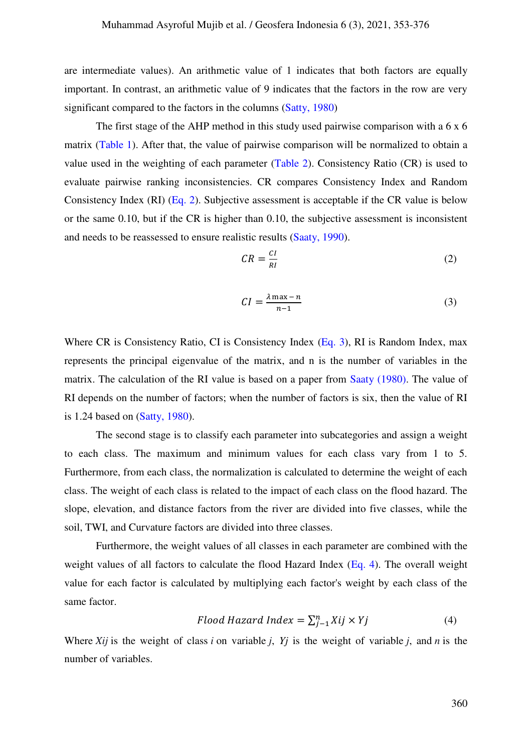are intermediate values). An arithmetic value of 1 indicates that both factors are equally important. In contrast, an arithmetic value of 9 indicates that the factors in the row are very significant compared to the factors in the columns (Satty, 1980)

The first stage of the AHP method in this study used pairwise comparison with a 6 x 6 matrix (Table 1). After that, the value of pairwise comparison will be normalized to obtain a value used in the weighting of each parameter (Table 2). Consistency Ratio (CR) is used to evaluate pairwise ranking inconsistencies. CR compares Consistency Index and Random Consistency Index (RI) (Eq. 2). Subjective assessment is acceptable if the CR value is below or the same 0.10, but if the CR is higher than 0.10, the subjective assessment is inconsistent and needs to be reassessed to ensure realistic results (Saaty, 1990).

$$CR = \frac{CI}{RI} \tag{2}$$

$$CI = \frac{\lambda \max - n}{n-1} \tag{3}$$

Where CR is Consistency Ratio, CI is Consistency Index (Eq. 3), RI is Random Index, max represents the principal eigenvalue of the matrix, and n is the number of variables in the matrix. The calculation of the RI value is based on a paper from Saaty (1980). The value of RI depends on the number of factors; when the number of factors is six, then the value of RI is 1.24 based on (Satty, 1980).

The second stage is to classify each parameter into subcategories and assign a weight to each class. The maximum and minimum values for each class vary from 1 to 5. Furthermore, from each class, the normalization is calculated to determine the weight of each class. The weight of each class is related to the impact of each class on the flood hazard. The slope, elevation, and distance factors from the river are divided into five classes, while the soil, TWI, and Curvature factors are divided into three classes.

Furthermore, the weight values of all classes in each parameter are combined with the weight values of all factors to calculate the flood Hazard Index (Eq. 4). The overall weight value for each factor is calculated by multiplying each factor's weight by each class of the same factor.

$$Flood\ Hazard\ Index = \sum_{j-1}^{n} Xij \times Yj \tag{4}$$

Where $Xij$ is the weight of class $i$ on variable $j$, $Yj$ is the weight of variable $j$, and $n$ is the number of variables.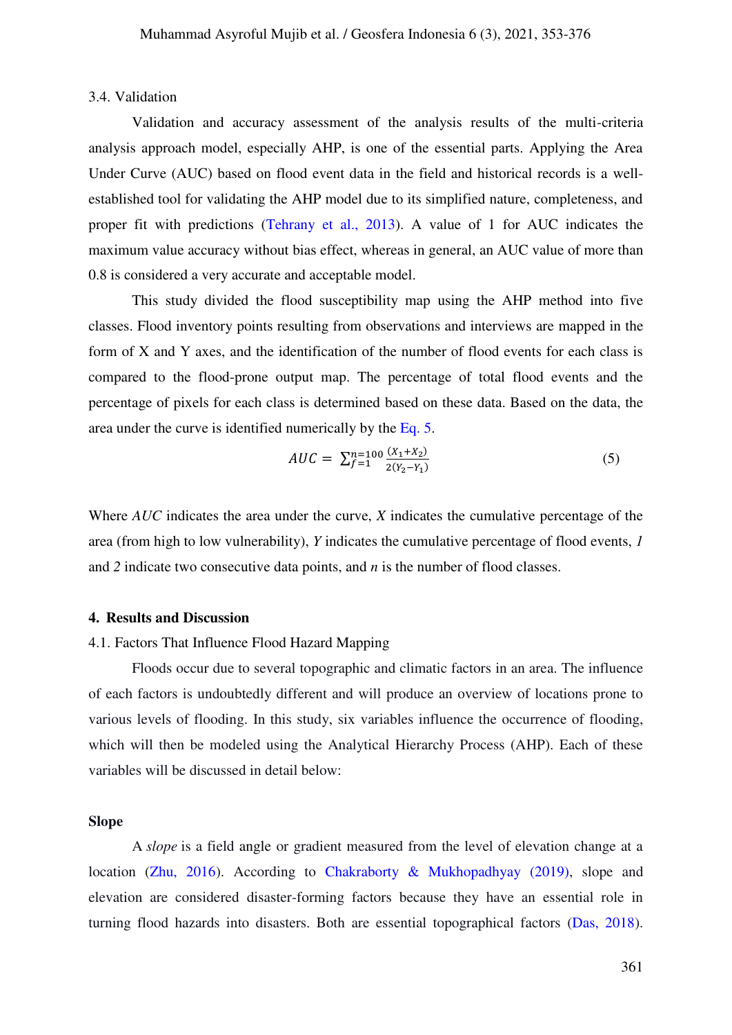### 3.4. Validation

Validation and accuracy assessment of the analysis results of the multi-criteria analysis approach model, especially AHP, is one of the essential parts. Applying the Area Under Curve (AUC) based on flood event data in the field and historical records is a well-established tool for validating the AHP model due to its simplified nature, completeness, and proper fit with predictions (Tehrany et al., 2013). A value of 1 for AUC indicates the maximum value accuracy without bias effect, whereas in general, an AUC value of more than 0.8 is considered a very accurate and acceptable model.

This study divided the flood susceptibility map using the AHP method into five classes. Flood inventory points resulting from observations and interviews are mapped in the form of X and Y axes, and the identification of the number of flood events for each class is compared to the flood-prone output map. The percentage of total flood events and the percentage of pixels for each class is determined based on these data. Based on the data, the area under the curve is identified numerically by the Eq. 5.

$$AUC = \sum_{f=1}^{n=100} \frac{(X_1 + X_2)}{2(Y_2 - Y_1)} \tag{5}$$

Where *AUC* indicates the area under the curve, *X* indicates the cumulative percentage of the area (from high to low vulnerability), *Y* indicates the cumulative percentage of flood events, *1* and *2* indicate two consecutive data points, and *n* is the number of flood classes.

## 4. Results and Discussion

### 4.1. Factors That Influence Flood Hazard Mapping

Floods occur due to several topographic and climatic factors in an area. The influence of each factors is undoubtedly different and will produce an overview of locations prone to various levels of flooding. In this study, six variables influence the occurrence of flooding, which will then be modeled using the Analytical Hierarchy Process (AHP). Each of these variables will be discussed in detail below:

**Slope**

A *slope* is a field angle or gradient measured from the level of elevation change at a location (Zhu, 2016). According to Chakraborty & Mukhopadhyay (2019), slope and elevation are considered disaster-forming factors because they have an essential role in turning flood hazards into disasters. Both are essential topographical factors (Das, 2018).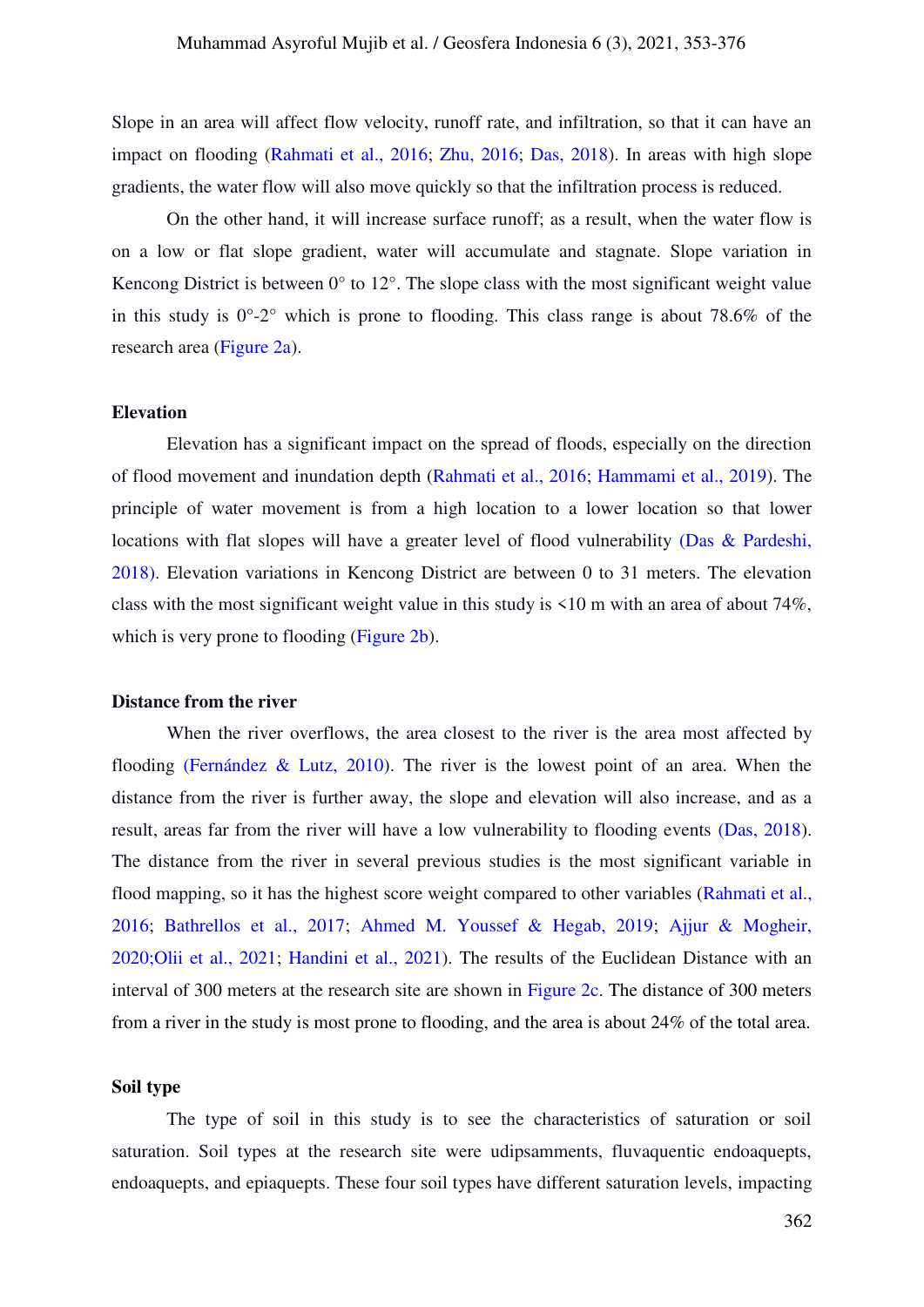Slope in an area will affect flow velocity, runoff rate, and infiltration, so that it can have an impact on flooding (Rahmati et al., 2016; Zhu, 2016; Das, 2018). In areas with high slope gradients, the water flow will also move quickly so that the infiltration process is reduced.

On the other hand, it will increase surface runoff; as a result, when the water flow is on a low or flat slope gradient, water will accumulate and stagnate. Slope variation in Kencong District is between 0° to 12°. The slope class with the most significant weight value in this study is 0°-2° which is prone to flooding. This class range is about 78.6% of the research area (Figure 2a).

**Elevation**

Elevation has a significant impact on the spread of floods, especially on the direction of flood movement and inundation depth (Rahmati et al., 2016; Hammami et al., 2019). The principle of water movement is from a high location to a lower location so that lower locations with flat slopes will have a greater level of flood vulnerability (Das & Pardeshi, 2018). Elevation variations in Kencong District are between 0 to 31 meters. The elevation class with the most significant weight value in this study is <10 m with an area of about 74%, which is very prone to flooding (Figure 2b).

**Distance from the river**

When the river overflows, the area closest to the river is the area most affected by flooding (Fernández & Lutz, 2010). The river is the lowest point of an area. When the distance from the river is further away, the slope and elevation will also increase, and as a result, areas far from the river will have a low vulnerability to flooding events (Das, 2018). The distance from the river in several previous studies is the most significant variable in flood mapping, so it has the highest score weight compared to other variables (Rahmati et al., 2016; Bathrellos et al., 2017; Ahmed M. Youssef & Hegab, 2019; Ajjur & Mogheir, 2020;Olii et al., 2021; Handini et al., 2021). The results of the Euclidean Distance with an interval of 300 meters at the research site are shown in Figure 2c. The distance of 300 meters from a river in the study is most prone to flooding, and the area is about 24% of the total area.

**Soil type**

The type of soil in this study is to see the characteristics of saturation or soil saturation. Soil types at the research site were udipsamments, fluvaquentic endoaquepts, endoaquepts, and epiaquepts. These four soil types have different saturation levels, impacting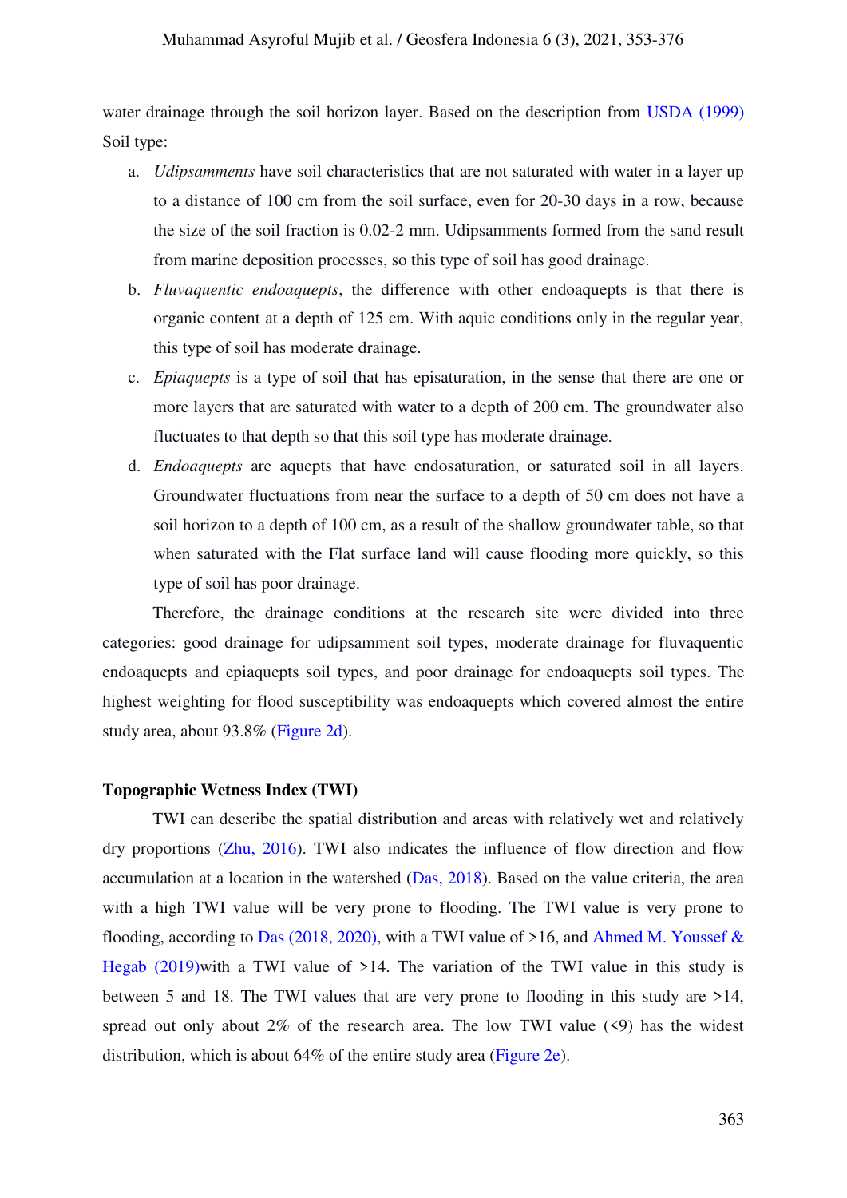water drainage through the soil horizon layer. Based on the description from USDA (1999) Soil type:

a. *Udipsamments* have soil characteristics that are not saturated with water in a layer up to a distance of 100 cm from the soil surface, even for 20-30 days in a row, because the size of the soil fraction is 0.02-2 mm. Udipsamments formed from the sand result from marine deposition processes, so this type of soil has good drainage.
b. *Fluvaquentic endoaquepts*, the difference with other endoaquepts is that there is organic content at a depth of 125 cm. With aquic conditions only in the regular year, this type of soil has moderate drainage.
c. *Epiaquepts* is a type of soil that has episaturation, in the sense that there are one or more layers that are saturated with water to a depth of 200 cm. The groundwater also fluctuates to that depth so that this soil type has moderate drainage.
d. *Endoaquepts* are aquepts that have endosaturation, or saturated soil in all layers. Groundwater fluctuations from near the surface to a depth of 50 cm does not have a soil horizon to a depth of 100 cm, as a result of the shallow groundwater table, so that when saturated with the Flat surface land will cause flooding more quickly, so this type of soil has poor drainage.

Therefore, the drainage conditions at the research site were divided into three categories: good drainage for udipsamment soil types, moderate drainage for fluvaquentic endoaquepts and epiaquepts soil types, and poor drainage for endoaquepts soil types. The highest weighting for flood susceptibility was endoaquepts which covered almost the entire study area, about 93.8% (Figure 2d).

**Topographic Wetness Index (TWI)**

TWI can describe the spatial distribution and areas with relatively wet and relatively dry proportions (Zhu, 2016). TWI also indicates the influence of flow direction and flow accumulation at a location in the watershed (Das, 2018). Based on the value criteria, the area with a high TWI value will be very prone to flooding. The TWI value is very prone to flooding, according to Das (2018, 2020), with a TWI value of >16, and Ahmed M. Youssef & Hegab (2019)with a TWI value of >14. The variation of the TWI value in this study is between 5 and 18. The TWI values that are very prone to flooding in this study are >14, spread out only about 2% of the research area. The low TWI value (<9) has the widest distribution, which is about 64% of the entire study area (Figure 2e).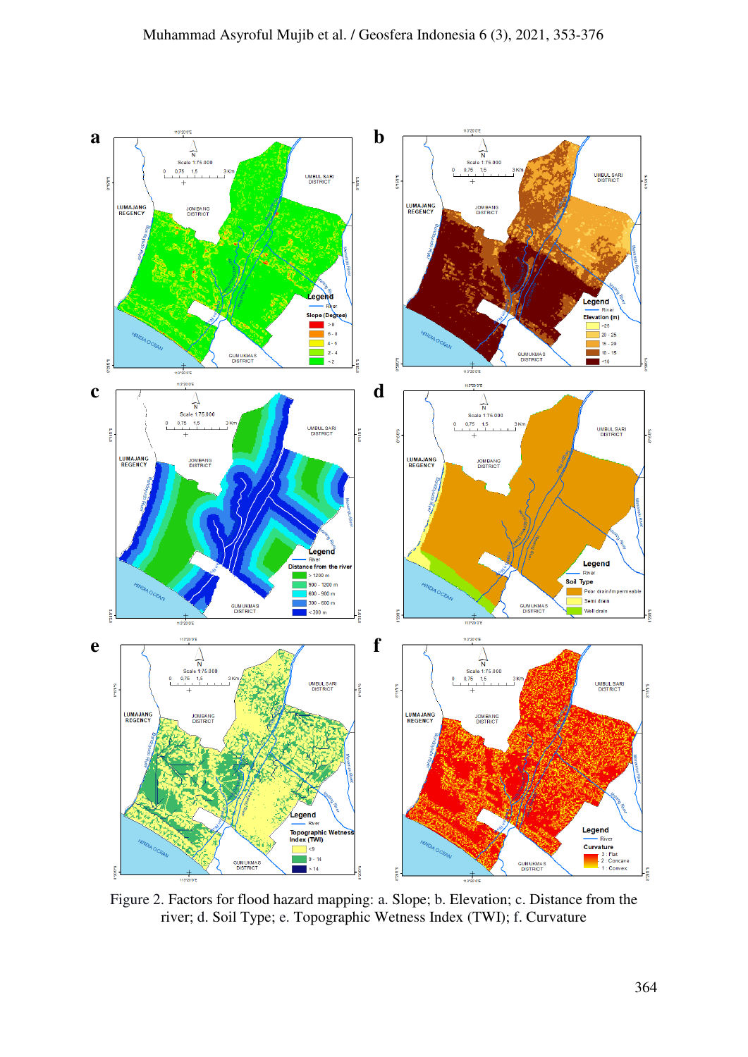Figure 2. Factors for flood hazard mapping: a. Slope; b. Elevation; c. Distance from the river; d. Soil Type; e. Topographic Wetness Index (TWI); f. Curvature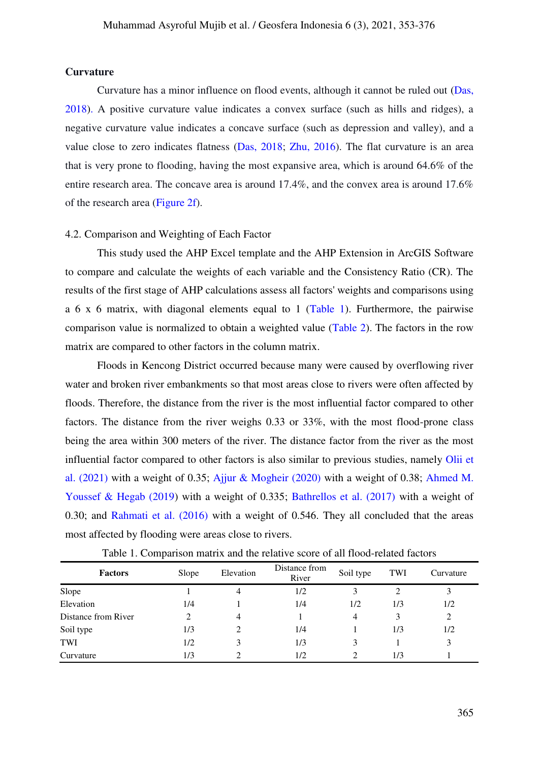### Curvature

Curvature has a minor influence on flood events, although it cannot be ruled out (Das, 2018). A positive curvature value indicates a convex surface (such as hills and ridges), a negative curvature value indicates a concave surface (such as depression and valley), and a value close to zero indicates flatness (Das, 2018; Zhu, 2016). The flat curvature is an area that is very prone to flooding, having the most expansive area, which is around 64.6% of the entire research area. The concave area is around 17.4%, and the convex area is around 17.6% of the research area (Figure 2f).

## 4.2. Comparison and Weighting of Each Factor

This study used the AHP Excel template and the AHP Extension in ArcGIS Software to compare and calculate the weights of each variable and the Consistency Ratio (CR). The results of the first stage of AHP calculations assess all factors' weights and comparisons using a 6 x 6 matrix, with diagonal elements equal to 1 (Table 1). Furthermore, the pairwise comparison value is normalized to obtain a weighted value (Table 2). The factors in the row matrix are compared to other factors in the column matrix.

Floods in Kencong District occurred because many were caused by overflowing river water and broken river embankments so that most areas close to rivers were often affected by floods. Therefore, the distance from the river is the most influential factor compared to other factors. The distance from the river weighs 0.33 or 33%, with the most flood-prone class being the area within 300 meters of the river. The distance factor from the river as the most influential factor compared to other factors is also similar to previous studies, namely Olii et al. (2021) with a weight of 0.35; Ajjur & Mogheir (2020) with a weight of 0.38; Ahmed M. Youssef & Hegab (2019) with a weight of 0.335; Bathrellos et al. (2017) with a weight of 0.30; and Rahmati et al. (2016) with a weight of 0.546. They all concluded that the areas most affected by flooding were areas close to rivers.

Table 1. Comparison matrix and the relative score of all flood-related factors

| Factors | Slope | Elevation | Distance from River | Soil type | TWI | Curvature |
|---|---|---|---|---|---|---|
| Slope | 1 | 4 | 1/2 | 3 | 2 | 3 |
| Elevation | 1/4 | 1 | 1/4 | 1/2 | 1/3 | 1/2 |
| Distance from River | 2 | 4 | 1 | 4 | 3 | 2 |
| Soil type | 1/3 | 2 | 1/4 | 1 | 1/3 | 1/2 |
| TWI | 1/2 | 3 | 1/3 | 3 | 1 | 3 |
| Curvature | 1/3 | 2 | 1/2 | 2 | 1/3 | 1 |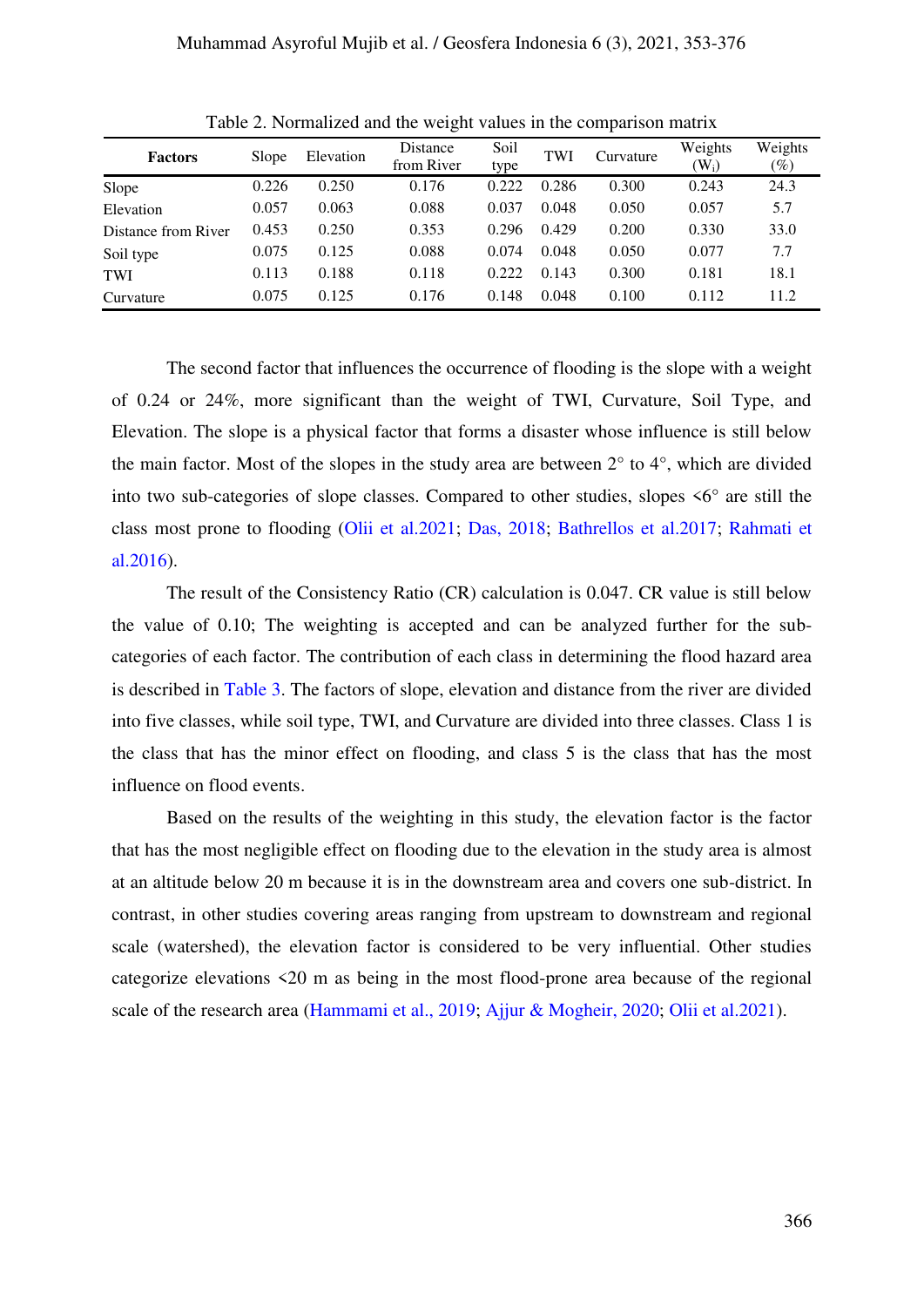Table 2. Normalized and the weight values in the comparison matrix

| Factors | Slope | Elevation | Distance from River | Soil type | TWI | Curvature | Weights ($W_i$) | Weights (%) |
|---|---|---|---|---|---|---|---|---|
| Slope | 0.226 | 0.250 | 0.176 | 0.222 | 0.286 | 0.300 | 0.243 | 24.3 |
| Elevation | 0.057 | 0.063 | 0.088 | 0.037 | 0.048 | 0.050 | 0.057 | 5.7 |
| Distance from River | 0.453 | 0.250 | 0.353 | 0.296 | 0.429 | 0.200 | 0.330 | 33.0 |
| Soil type | 0.075 | 0.125 | 0.088 | 0.074 | 0.048 | 0.050 | 0.077 | 7.7 |
| TWI | 0.113 | 0.188 | 0.118 | 0.222 | 0.143 | 0.300 | 0.181 | 18.1 |
| Curvature | 0.075 | 0.125 | 0.176 | 0.148 | 0.048 | 0.100 | 0.112 | 11.2 |

The second factor that influences the occurrence of flooding is the slope with a weight of 0.24 or 24%, more significant than the weight of TWI, Curvature, Soil Type, and Elevation. The slope is a physical factor that forms a disaster whose influence is still below the main factor. Most of the slopes in the study area are between 2° to 4°, which are divided into two sub-categories of slope classes. Compared to other studies, slopes <6° are still the class most prone to flooding (Olii et al.2021; Das, 2018; Bathrellos et al.2017; Rahmati et al.2016).

The result of the Consistency Ratio (CR) calculation is 0.047. CR value is still below the value of 0.10; The weighting is accepted and can be analyzed further for the sub-categories of each factor. The contribution of each class in determining the flood hazard area is described in Table 3. The factors of slope, elevation and distance from the river are divided into five classes, while soil type, TWI, and Curvature are divided into three classes. Class 1 is the class that has the minor effect on flooding, and class 5 is the class that has the most influence on flood events.

Based on the results of the weighting in this study, the elevation factor is the factor that has the most negligible effect on flooding due to the elevation in the study area is almost at an altitude below 20 m because it is in the downstream area and covers one sub-district. In contrast, in other studies covering areas ranging from upstream to downstream and regional scale (watershed), the elevation factor is considered to be very influential. Other studies categorize elevations <20 m as being in the most flood-prone area because of the regional scale of the research area (Hammami et al., 2019; Ajjur & Mogheir, 2020; Olii et al.2021).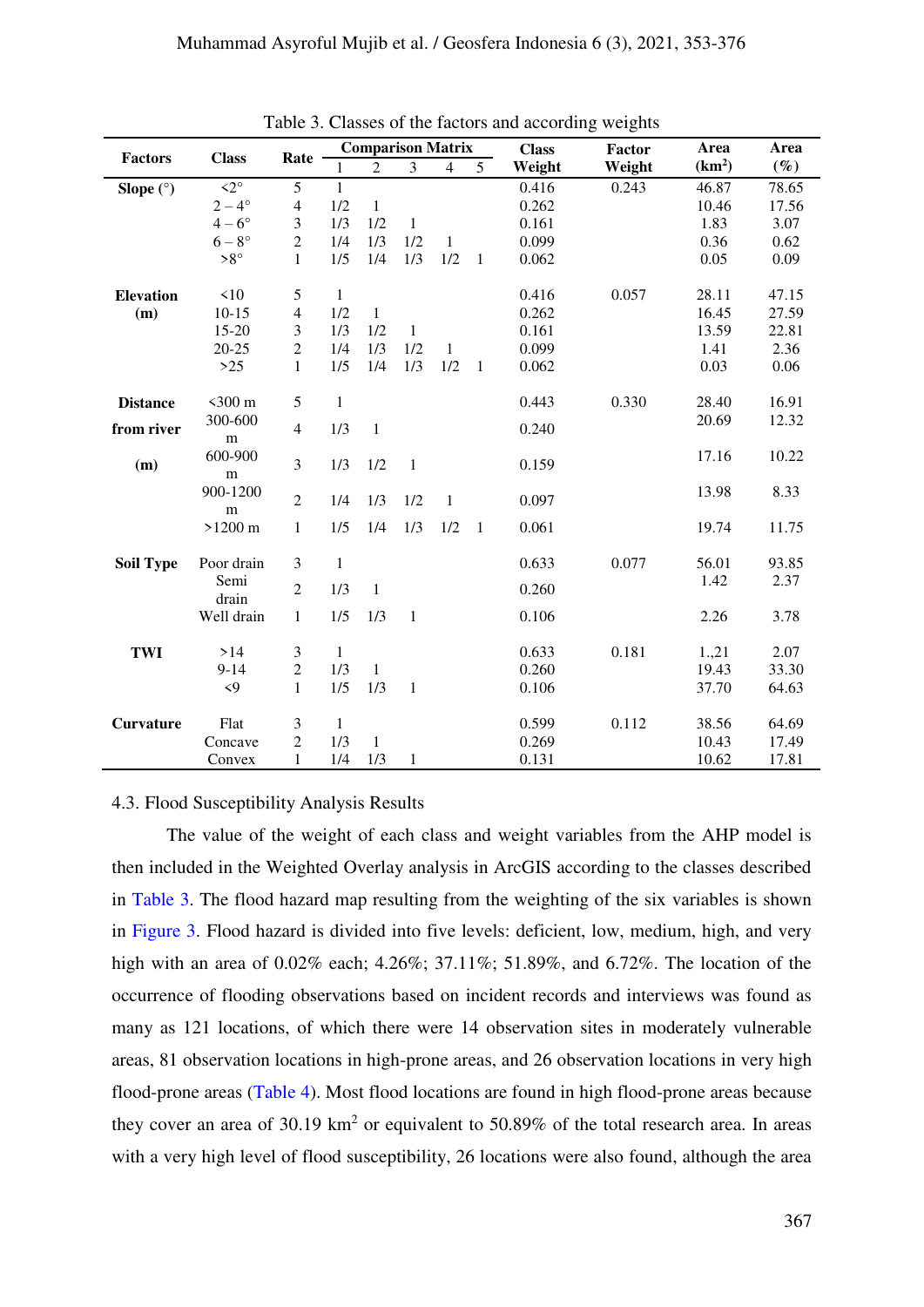Table 3. Classes of the factors and according weights

| Factors | Class | Rate | Comparison Matrix | | | | | Class Weight | Factor Weight | Area (km²) | Area (%) |
|---|---|---|---|---|---|---|---|---|---|---|---|
| | | | 1 | 2 | 3 | 4 | 5 | | | | |
| **Slope (°)** | <2° | 5 | 1 | | | | | 0.416 | 0.243 | 46.87 | 78.65 |
| | 2 – 4° | 4 | 1/2 | 1 | | | | 0.262 | | 10.46 | 17.56 |
| | 4 – 6° | 3 | 1/3 | 1/2 | 1 | | | 0.161 | | 1.83 | 3.07 |
| | 6 – 8° | 2 | 1/4 | 1/3 | 1/2 | 1 | | 0.099 | | 0.36 | 0.62 |
| | >8° | 1 | 1/5 | 1/4 | 1/3 | 1/2 | 1 | 0.062 | | 0.05 | 0.09 |
| **Elevation (m)** | <10 | 5 | 1 | | | | | 0.416 | 0.057 | 28.11 | 47.15 |
| | 10-15 | 4 | 1/2 | 1 | | | | 0.262 | | 16.45 | 27.59 |
| | 15-20 | 3 | 1/3 | 1/2 | 1 | | | 0.161 | | 13.59 | 22.81 |
| | 20-25 | 2 | 1/4 | 1/3 | 1/2 | 1 | | 0.099 | | 1.41 | 2.36 |
| | >25 | 1 | 1/5 | 1/4 | 1/3 | 1/2 | 1 | 0.062 | | 0.03 | 0.06 |
| **Distance from river (m)** | <300 m | 5 | 1 | | | | | 0.443 | 0.330 | 28.40 | 16.91 |
| | 300-600 m | 4 | 1/3 | 1 | | | | 0.240 | | 20.69 | 12.32 |
| | 600-900 m | 3 | 1/3 | 1/2 | 1 | | | 0.159 | | 17.16 | 10.22 |
| | 900-1200 m | 2 | 1/4 | 1/3 | 1/2 | 1 | | 0.097 | | 13.98 | 8.33 |
| | >1200 m | 1 | 1/5 | 1/4 | 1/3 | 1/2 | 1 | 0.061 | | 19.74 | 11.75 |
| **Soil Type** | Poor drain | 3 | 1 | | | | | 0.633 | 0.077 | 56.01 | 93.85 |
| | Semi drain | 2 | 1/3 | 1 | | | | 0.260 | | 1.42 | 2.37 |
| | Well drain | 1 | 1/5 | 1/3 | 1 | | | 0.106 | | 2.26 | 3.78 |
| **TWI** | >14 | 3 | 1 | | | | | 0.633 | 0.181 | 1.,21 | 2.07 |
| | 9-14 | 2 | 1/3 | 1 | | | | 0.260 | | 19.43 | 33.30 |
| | <9 | 1 | 1/5 | 1/3 | 1 | | | 0.106 | | 37.70 | 64.63 |
| **Curvature** | Flat | 3 | 1 | | | | | 0.599 | 0.112 | 38.56 | 64.69 |
| | Concave | 2 | 1/3 | 1 | | | | 0.269 | | 10.43 | 17.49 |
| | Convex | 1 | 1/4 | 1/3 | 1 | | | 0.131 | | 10.62 | 17.81 |

### 4.3. Flood Susceptibility Analysis Results

The value of the weight of each class and weight variables from the AHP model is then included in the Weighted Overlay analysis in ArcGIS according to the classes described in Table 3. The flood hazard map resulting from the weighting of the six variables is shown in Figure 3. Flood hazard is divided into five levels: deficient, low, medium, high, and very high with an area of 0.02% each; 4.26%; 37.11%; 51.89%, and 6.72%. The location of the occurrence of flooding observations based on incident records and interviews was found as many as 121 locations, of which there were 14 observation sites in moderately vulnerable areas, 81 observation locations in high-prone areas, and 26 observation locations in very high flood-prone areas (Table 4). Most flood locations are found in high flood-prone areas because they cover an area of 30.19 km² or equivalent to 50.89% of the total research area. In areas with a very high level of flood susceptibility, 26 locations were also found, although the area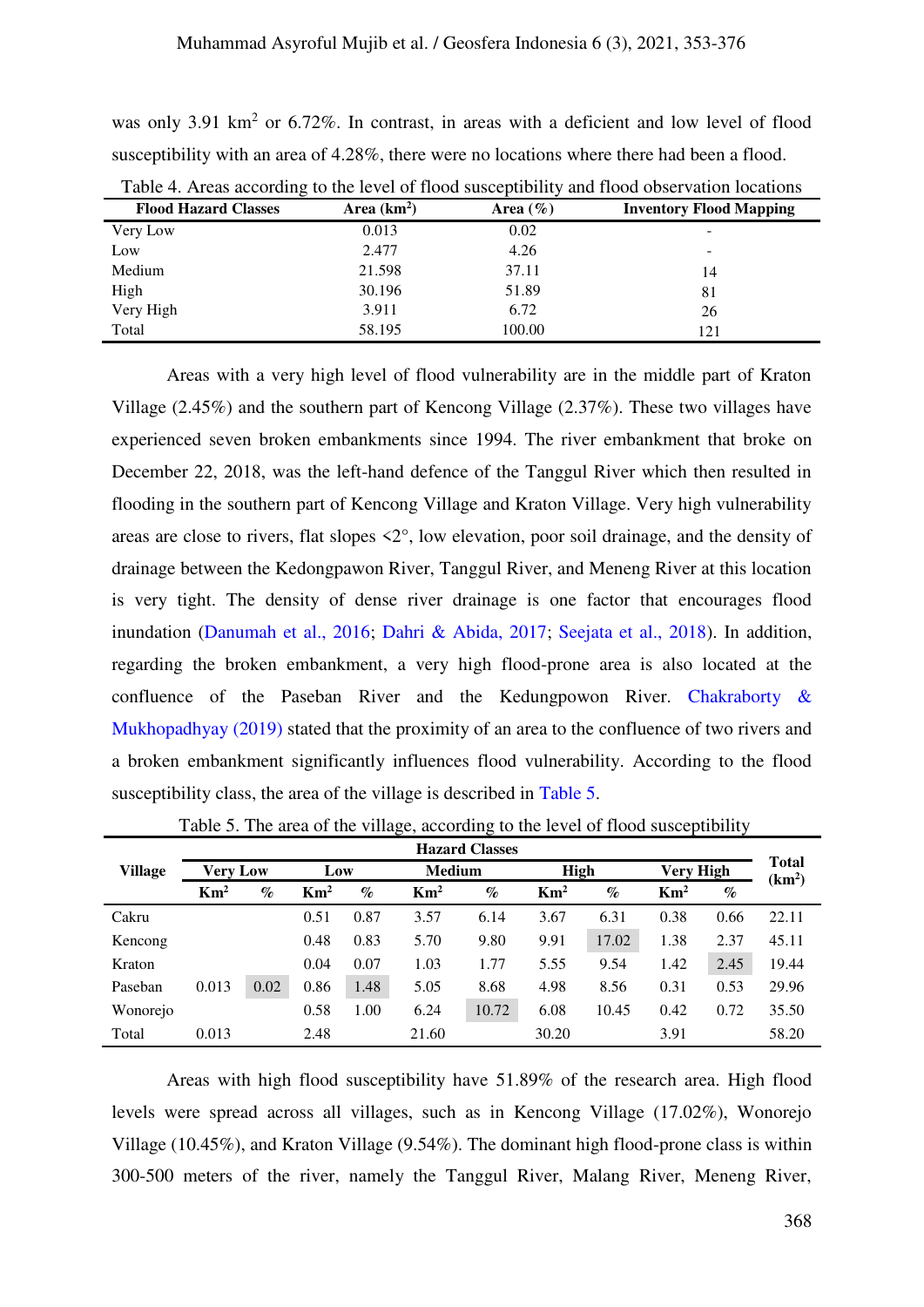was only 3.91 km$^2$ or 6.72%. In contrast, in areas with a deficient and low level of flood susceptibility with an area of 4.28%, there were no locations where there had been a flood.

Table 4. Areas according to the level of flood susceptibility and flood observation locations

| Flood Hazard Classes | Area (km$^2$) | Area (%) | Inventory Flood Mapping |
|---|---|---|---|
| Very Low | 0.013 | 0.02 | - |
| Low | 2.477 | 4.26 | - |
| Medium | 21.598 | 37.11 | 14 |
| High | 30.196 | 51.89 | 81 |
| Very High | 3.911 | 6.72 | 26 |
| Total | 58.195 | 100.00 | 121 |

Areas with a very high level of flood vulnerability are in the middle part of Kraton Village (2.45%) and the southern part of Kencong Village (2.37%). These two villages have experienced seven broken embankments since 1994. The river embankment that broke on December 22, 2018, was the left-hand defence of the Tanggul River which then resulted in flooding in the southern part of Kencong Village and Kraton Village. Very high vulnerability areas are close to rivers, flat slopes <2°, low elevation, poor soil drainage, and the density of drainage between the Kedongpawon River, Tanggul River, and Meneng River at this location is very tight. The density of dense river drainage is one factor that encourages flood inundation (Danumah et al., 2016; Dahri & Abida, 2017; Seejata et al., 2018). In addition, regarding the broken embankment, a very high flood-prone area is also located at the confluence of the Paseban River and the Kedungpowon River. Chakraborty & Mukhopadhyay (2019) stated that the proximity of an area to the confluence of two rivers and a broken embankment significantly influences flood vulnerability. According to the flood susceptibility class, the area of the village is described in Table 5.

Table 5. The area of the village, according to the level of flood susceptibility

| Village | Hazard Classes | | | | | | | | | | Total (km$^2$) |
|---|---|---|---|---|---|---|---|---|---|---|---|
| | Very Low | | Low | | Medium | | High | | Very High | | |
| | Km$^2$ | % | Km$^2$ | % | Km$^2$ | % | Km$^2$ | % | Km$^2$ | % | |
| Cakru | | | 0.51 | 0.87 | 3.57 | 6.14 | 3.67 | 6.31 | 0.38 | 0.66 | 22.11 |
| Kencong | | | 0.48 | 0.83 | 5.70 | 9.80 | 9.91 | 17.02 | 1.38 | 2.37 | 45.11 |
| Kraton | | | 0.04 | 0.07 | 1.03 | 1.77 | 5.55 | 9.54 | 1.42 | 2.45 | 19.44 |
| Paseban | 0.013 | 0.02 | 0.86 | 1.48 | 5.05 | 8.68 | 4.98 | 8.56 | 0.31 | 0.53 | 29.96 |
| Wonorejo | | | 0.58 | 1.00 | 6.24 | 10.72 | 6.08 | 10.45 | 0.42 | 0.72 | 35.50 |
| Total | 0.013 | | 2.48 | | 21.60 | | 30.20 | | 3.91 | | 58.20 |

Areas with high flood susceptibility have 51.89% of the research area. High flood levels were spread across all villages, such as in Kencong Village (17.02%), Wonorejo Village (10.45%), and Kraton Village (9.54%). The dominant high flood-prone class is within 300-500 meters of the river, namely the Tanggul River, Malang River, Meneng River,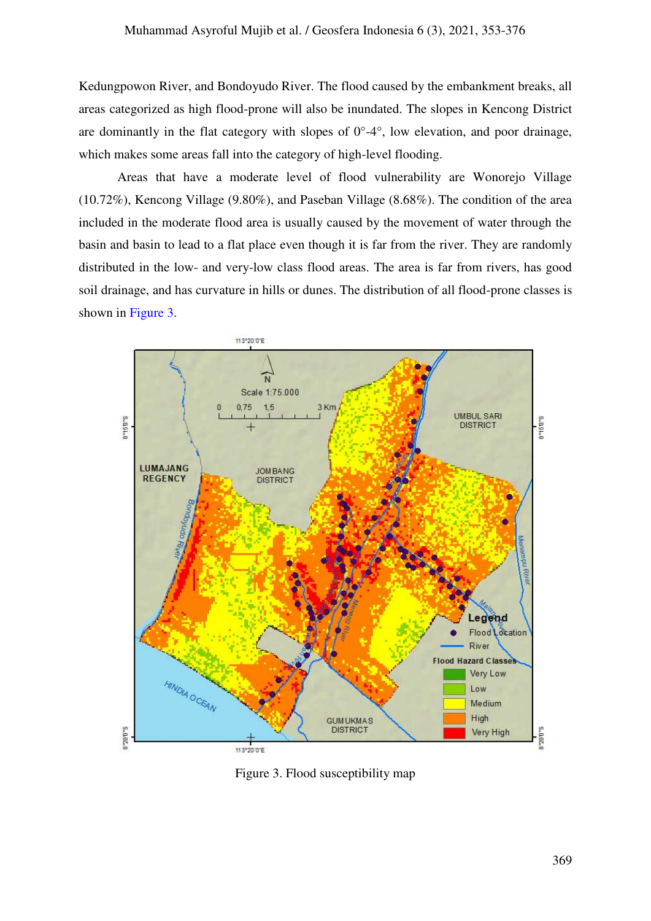Kedungpowon River, and Bondoyudo River. The flood caused by the embankment breaks, all areas categorized as high flood-prone will also be inundated. The slopes in Kencong District are dominantly in the flat category with slopes of 0°-4°, low elevation, and poor drainage, which makes some areas fall into the category of high-level flooding.

Areas that have a moderate level of flood vulnerability are Wonorejo Village (10.72%), Kencong Village (9.80%), and Paseban Village (8.68%). The condition of the area included in the moderate flood area is usually caused by the movement of water through the basin and basin to lead to a flat place even though it is far from the river. They are randomly distributed in the low- and very-low class flood areas. The area is far from rivers, has good soil drainage, and has curvature in hills or dunes. The distribution of all flood-prone classes is shown in Figure 3.

Figure 3. Flood susceptibility map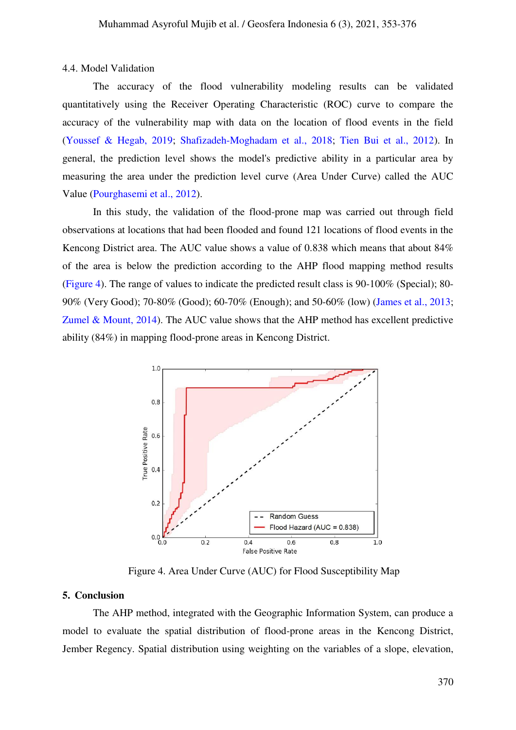### 4.4. Model Validation

The accuracy of the flood vulnerability modeling results can be validated quantitatively using the Receiver Operating Characteristic (ROC) curve to compare the accuracy of the vulnerability map with data on the location of flood events in the field (Youssef & Hegab, 2019; Shafizadeh-Moghadam et al., 2018; Tien Bui et al., 2012). In general, the prediction level shows the model's predictive ability in a particular area by measuring the area under the prediction level curve (Area Under Curve) called the AUC Value (Pourghasemi et al., 2012).

In this study, the validation of the flood-prone map was carried out through field observations at locations that had been flooded and found 121 locations of flood events in the Kencong District area. The AUC value shows a value of 0.838 which means that about 84% of the area is below the prediction according to the AHP flood mapping method results (Figure 4). The range of values to indicate the predicted result class is 90-100% (Special); 80-90% (Very Good); 70-80% (Good); 60-70% (Enough); and 50-60% (low) (James et al., 2013; Zumel & Mount, 2014). The AUC value shows that the AHP method has excellent predictive ability (84%) in mapping flood-prone areas in Kencong District.

Figure 4. Area Under Curve (AUC) for Flood Susceptibility Map

## 5. Conclusion

The AHP method, integrated with the Geographic Information System, can produce a model to evaluate the spatial distribution of flood-prone areas in the Kencong District, Jember Regency. Spatial distribution using weighting on the variables of a slope, elevation,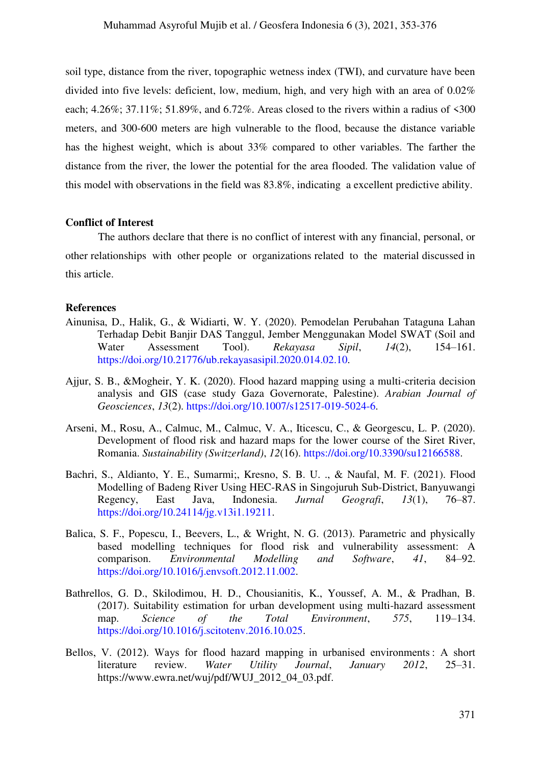soil type, distance from the river, topographic wetness index (TWI), and curvature have been divided into five levels: deficient, low, medium, high, and very high with an area of 0.02% each; 4.26%; 37.11%; 51.89%, and 6.72%. Areas closed to the rivers within a radius of <300 meters, and 300-600 meters are high vulnerable to the flood, because the distance variable has the highest weight, which is about 33% compared to other variables. The farther the distance from the river, the lower the potential for the area flooded. The validation value of this model with observations in the field was 83.8%, indicating a excellent predictive ability.

## Conflict of Interest

The authors declare that there is no conflict of interest with any financial, personal, or other relationships with other people or organizations related to the material discussed in this article.

## References

Ainunisa, D., Halik, G., & Widiarti, W. Y. (2020). Pemodelan Perubahan Tataguna Lahan Terhadap Debit Banjir DAS Tanggul, Jember Menggunakan Model SWAT (Soil and Water Assessment Tool). *Rekayasa Sipil*, *14*(2), 154–161. https://doi.org/10.21776/ub.rekayasasipil.2020.014.02.10.

Ajjur, S. B., &Mogheir, Y. K. (2020). Flood hazard mapping using a multi-criteria decision analysis and GIS (case study Gaza Governorate, Palestine). *Arabian Journal of Geosciences*, *13*(2). https://doi.org/10.1007/s12517-019-5024-6.

Arseni, M., Rosu, A., Calmuc, M., Calmuc, V. A., Iticescu, C., & Georgescu, L. P. (2020). Development of flood risk and hazard maps for the lower course of the Siret River, Romania. *Sustainability (Switzerland)*, *12*(16). https://doi.org/10.3390/su12166588.

Bachri, S., Aldianto, Y. E., Sumarmi;, Kresno, S. B. U. ., & Naufal, M. F. (2021). Flood Modelling of Badeng River Using HEC-RAS in Singojuruh Sub-District, Banyuwangi Regency, East Java, Indonesia. *Jurnal Geografi*, *13*(1), 76–87. https://doi.org/10.24114/jg.v13i1.19211.

Balica, S. F., Popescu, I., Beevers, L., & Wright, N. G. (2013). Parametric and physically based modelling techniques for flood risk and vulnerability assessment: A comparison. *Environmental Modelling and Software*, *41*, 84–92. https://doi.org/10.1016/j.envsoft.2012.11.002.

Bathrellos, G. D., Skilodimou, H. D., Chousianitis, K., Youssef, A. M., & Pradhan, B. (2017). Suitability estimation for urban development using multi-hazard assessment map. *Science of the Total Environment*, *575*, 119–134. https://doi.org/10.1016/j.scitotenv.2016.10.025.

Bellos, V. (2012). Ways for flood hazard mapping in urbanised environments : A short literature review. *Water Utility Journal*, *January 2012*, 25–31. https://www.ewra.net/wuj/pdf/WUJ_2012_04_03.pdf.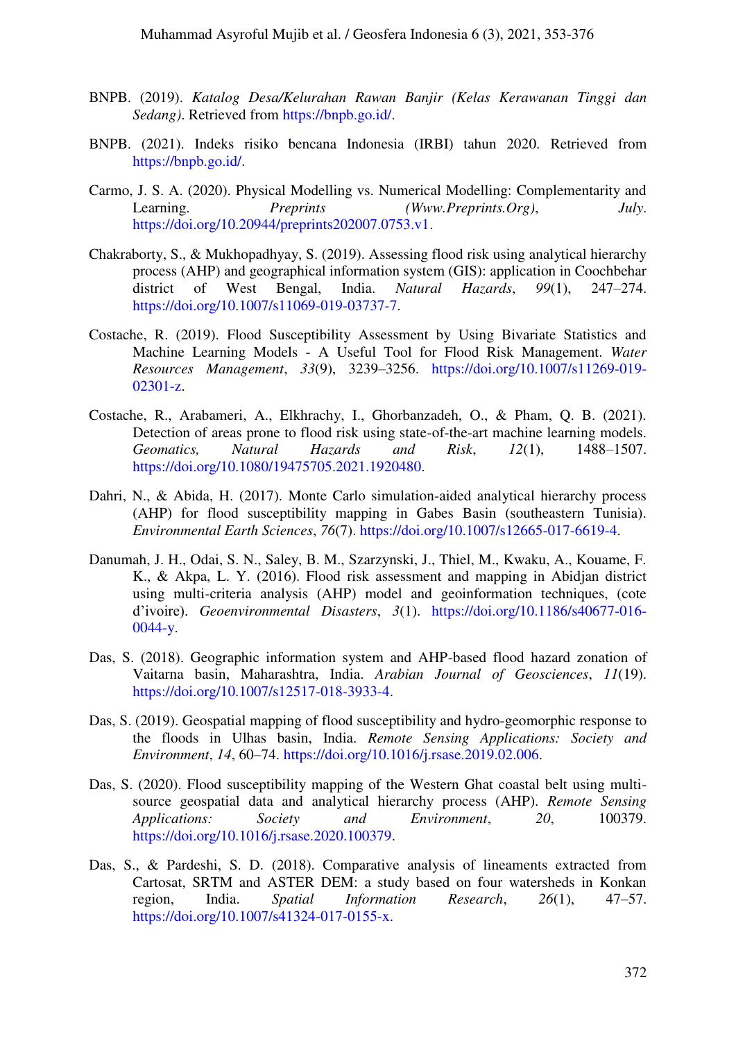BNPB. (2019). *Katalog Desa/Kelurahan Rawan Banjir (Kelas Kerawanan Tinggi dan Sedang)*. Retrieved from https://bnpb.go.id/.

BNPB. (2021). Indeks risiko bencana Indonesia (IRBI) tahun 2020. Retrieved from https://bnpb.go.id/.

Carmo, J. S. A. (2020). Physical Modelling vs. Numerical Modelling: Complementarity and Learning. *Preprints (Www.Preprints.Org)*, *July*. https://doi.org/10.20944/preprints202007.0753.v1.

Chakraborty, S., & Mukhopadhyay, S. (2019). Assessing flood risk using analytical hierarchy process (AHP) and geographical information system (GIS): application in Coochbehar district of West Bengal, India. *Natural Hazards*, *99*(1), 247–274. https://doi.org/10.1007/s11069-019-03737-7.

Costache, R. (2019). Flood Susceptibility Assessment by Using Bivariate Statistics and Machine Learning Models - A Useful Tool for Flood Risk Management. *Water Resources Management*, *33*(9), 3239–3256. https://doi.org/10.1007/s11269-019-02301-z.

Costache, R., Arabameri, A., Elkhrachy, I., Ghorbanzadeh, O., & Pham, Q. B. (2021). Detection of areas prone to flood risk using state-of-the-art machine learning models. *Geomatics, Natural Hazards and Risk*, *12*(1), 1488–1507. https://doi.org/10.1080/19475705.2021.1920480.

Dahri, N., & Abida, H. (2017). Monte Carlo simulation-aided analytical hierarchy process (AHP) for flood susceptibility mapping in Gabes Basin (southeastern Tunisia). *Environmental Earth Sciences*, *76*(7). https://doi.org/10.1007/s12665-017-6619-4.

Danumah, J. H., Odai, S. N., Saley, B. M., Szarzynski, J., Thiel, M., Kwaku, A., Kouame, F. K., & Akpa, L. Y. (2016). Flood risk assessment and mapping in Abidjan district using multi-criteria analysis (AHP) model and geoinformation techniques, (cote d'ivoire). *Geoenvironmental Disasters*, *3*(1). https://doi.org/10.1186/s40677-016-0044-y.

Das, S. (2018). Geographic information system and AHP-based flood hazard zonation of Vaitarna basin, Maharashtra, India. *Arabian Journal of Geosciences*, *11*(19). https://doi.org/10.1007/s12517-018-3933-4.

Das, S. (2019). Geospatial mapping of flood susceptibility and hydro-geomorphic response to the floods in Ulhas basin, India. *Remote Sensing Applications: Society and Environment*, *14*, 60–74. https://doi.org/10.1016/j.rsase.2019.02.006.

Das, S. (2020). Flood susceptibility mapping of the Western Ghat coastal belt using multi-source geospatial data and analytical hierarchy process (AHP). *Remote Sensing Applications: Society and Environment*, *20*, 100379. https://doi.org/10.1016/j.rsase.2020.100379.

Das, S., & Pardeshi, S. D. (2018). Comparative analysis of lineaments extracted from Cartosat, SRTM and ASTER DEM: a study based on four watersheds in Konkan region, India. *Spatial Information Research*, *26*(1), 47–57. https://doi.org/10.1007/s41324-017-0155-x.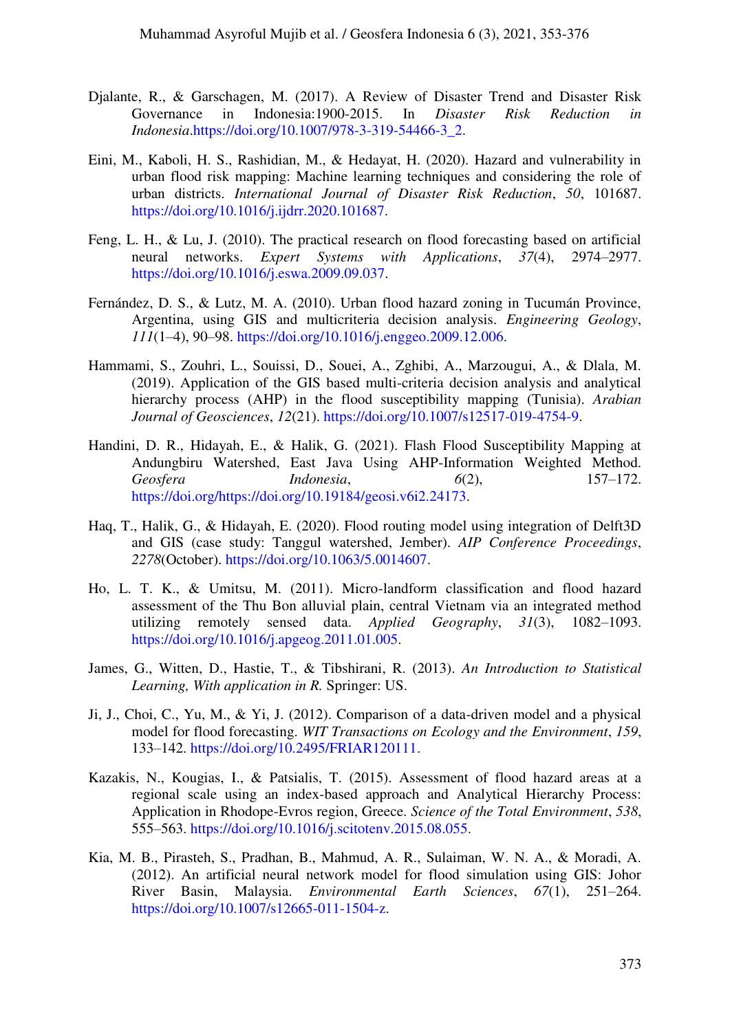Djalante, R., & Garschagen, M. (2017). A Review of Disaster Trend and Disaster Risk Governance in Indonesia:1900-2015. In *Disaster Risk Reduction in Indonesia*.https://doi.org/10.1007/978-3-319-54466-3_2.

Eini, M., Kaboli, H. S., Rashidian, M., & Hedayat, H. (2020). Hazard and vulnerability in urban flood risk mapping: Machine learning techniques and considering the role of urban districts. *International Journal of Disaster Risk Reduction*, *50*, 101687. https://doi.org/10.1016/j.ijdrr.2020.101687.

Feng, L. H., & Lu, J. (2010). The practical research on flood forecasting based on artificial neural networks. *Expert Systems with Applications*, *37*(4), 2974–2977. https://doi.org/10.1016/j.eswa.2009.09.037.

Fernández, D. S., & Lutz, M. A. (2010). Urban flood hazard zoning in Tucumán Province, Argentina, using GIS and multicriteria decision analysis. *Engineering Geology*, *111*(1–4), 90–98. https://doi.org/10.1016/j.enggeo.2009.12.006.

Hammami, S., Zouhri, L., Souissi, D., Souei, A., Zghibi, A., Marzougui, A., & Dlala, M. (2019). Application of the GIS based multi-criteria decision analysis and analytical hierarchy process (AHP) in the flood susceptibility mapping (Tunisia). *Arabian Journal of Geosciences*, *12*(21). https://doi.org/10.1007/s12517-019-4754-9.

Handini, D. R., Hidayah, E., & Halik, G. (2021). Flash Flood Susceptibility Mapping at Andungbiru Watershed, East Java Using AHP-Information Weighted Method. *Geosfera Indonesia*, *6*(2), 157–172. https://doi.org/https://doi.org/10.19184/geosi.v6i2.24173.

Haq, T., Halik, G., & Hidayah, E. (2020). Flood routing model using integration of Delft3D and GIS (case study: Tanggul watershed, Jember). *AIP Conference Proceedings*, *2278*(October). https://doi.org/10.1063/5.0014607.

Ho, L. T. K., & Umitsu, M. (2011). Micro-landform classification and flood hazard assessment of the Thu Bon alluvial plain, central Vietnam via an integrated method utilizing remotely sensed data. *Applied Geography*, *31*(3), 1082–1093. https://doi.org/10.1016/j.apgeog.2011.01.005.

James, G., Witten, D., Hastie, T., & Tibshirani, R. (2013). *An Introduction to Statistical Learning, With application in R.* Springer: US.

Ji, J., Choi, C., Yu, M., & Yi, J. (2012). Comparison of a data-driven model and a physical model for flood forecasting. *WIT Transactions on Ecology and the Environment*, *159*, 133–142. https://doi.org/10.2495/FRIAR120111.

Kazakis, N., Kougias, I., & Patsialis, T. (2015). Assessment of flood hazard areas at a regional scale using an index-based approach and Analytical Hierarchy Process: Application in Rhodope-Evros region, Greece. *Science of the Total Environment*, *538*, 555–563. https://doi.org/10.1016/j.scitotenv.2015.08.055.

Kia, M. B., Pirasteh, S., Pradhan, B., Mahmud, A. R., Sulaiman, W. N. A., & Moradi, A. (2012). An artificial neural network model for flood simulation using GIS: Johor River Basin, Malaysia. *Environmental Earth Sciences*, *67*(1), 251–264. https://doi.org/10.1007/s12665-011-1504-z.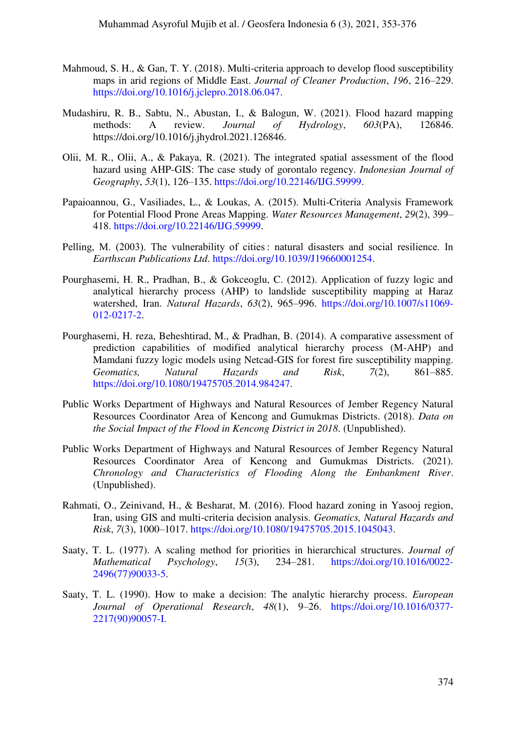Mahmoud, S. H., & Gan, T. Y. (2018). Multi-criteria approach to develop flood susceptibility maps in arid regions of Middle East. *Journal of Cleaner Production*, *196*, 216–229. https://doi.org/10.1016/j.jclepro.2018.06.047.

Mudashiru, R. B., Sabtu, N., Abustan, I., & Balogun, W. (2021). Flood hazard mapping methods: A review. *Journal of Hydrology*, *603*(PA), 126846. https://doi.org/10.1016/j.jhydrol.2021.126846.

Olii, M. R., Olii, A., & Pakaya, R. (2021). The integrated spatial assessment of the flood hazard using AHP-GIS: The case study of gorontalo regency. *Indonesian Journal of Geography*, *53*(1), 126–135. https://doi.org/10.22146/IJG.59999.

Papaioannou, G., Vasiliades, L., & Loukas, A. (2015). Multi-Criteria Analysis Framework for Potential Flood Prone Areas Mapping. *Water Resources Management*, *29*(2), 399–418. https://doi.org/10.22146/IJG.59999.

Pelling, M. (2003). The vulnerability of cities : natural disasters and social resilience. In *Earthscan Publications Ltd*. https://doi.org/10.1039/J19660001254.

Pourghasemi, H. R., Pradhan, B., & Gokceoglu, C. (2012). Application of fuzzy logic and analytical hierarchy process (AHP) to landslide susceptibility mapping at Haraz watershed, Iran. *Natural Hazards*, *63*(2), 965–996. https://doi.org/10.1007/s11069-012-0217-2.

Pourghasemi, H. reza, Beheshtirad, M., & Pradhan, B. (2014). A comparative assessment of prediction capabilities of modified analytical hierarchy process (M-AHP) and Mamdani fuzzy logic models using Netcad-GIS for forest fire susceptibility mapping. *Geomatics, Natural Hazards and Risk*, *7*(2), 861–885. https://doi.org/10.1080/19475705.2014.984247.

Public Works Department of Highways and Natural Resources of Jember Regency Natural Resources Coordinator Area of Kencong and Gumukmas Districts. (2018). *Data on the Social Impact of the Flood in Kencong District in 2018*. (Unpublished).

Public Works Department of Highways and Natural Resources of Jember Regency Natural Resources Coordinator Area of Kencong and Gumukmas Districts. (2021). *Chronology and Characteristics of Flooding Along the Embankment River*. (Unpublished).

Rahmati, O., Zeinivand, H., & Besharat, M. (2016). Flood hazard zoning in Yasooj region, Iran, using GIS and multi-criteria decision analysis. *Geomatics, Natural Hazards and Risk*, *7*(3), 1000–1017. https://doi.org/10.1080/19475705.2015.1045043.

Saaty, T. L. (1977). A scaling method for priorities in hierarchical structures. *Journal of Mathematical Psychology*, *15*(3), 234–281. https://doi.org/10.1016/0022-2496(77)90033-5.

Saaty, T. L. (1990). How to make a decision: The analytic hierarchy process. *European Journal of Operational Research*, *48*(1), 9–26. https://doi.org/10.1016/0377-2217(90)90057-I.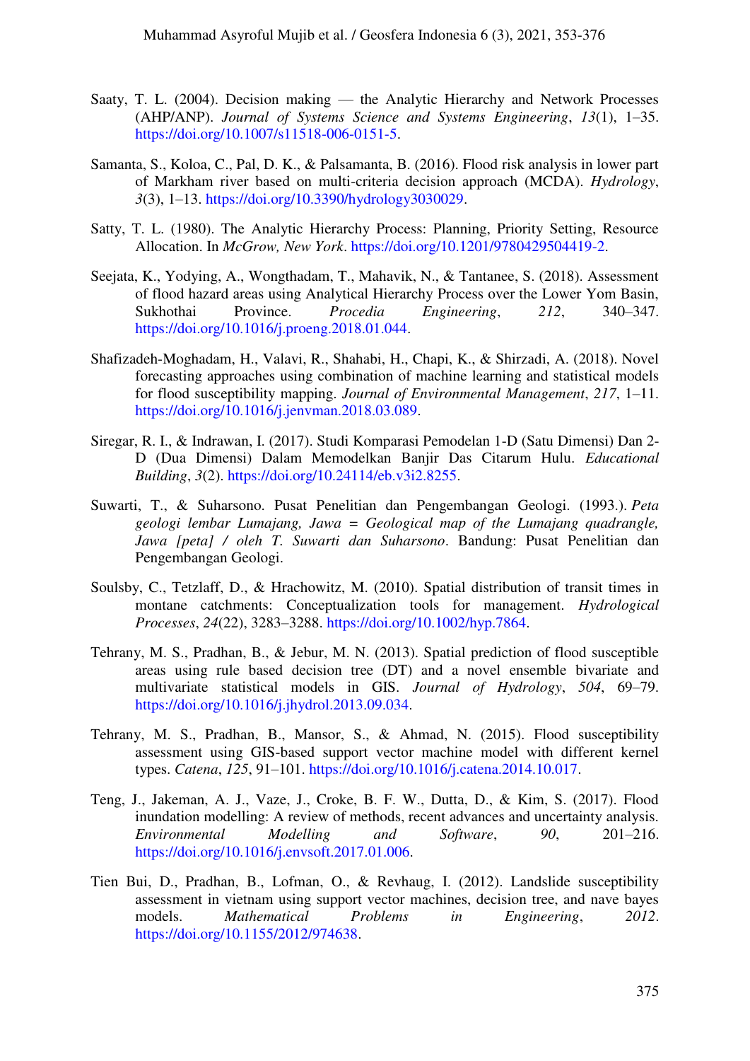Saaty, T. L. (2004). Decision making — the Analytic Hierarchy and Network Processes (AHP/ANP). *Journal of Systems Science and Systems Engineering*, *13*(1), 1–35. https://doi.org/10.1007/s11518-006-0151-5.

Samanta, S., Koloa, C., Pal, D. K., & Palsamanta, B. (2016). Flood risk analysis in lower part of Markham river based on multi-criteria decision approach (MCDA). *Hydrology*, *3*(3), 1–13. https://doi.org/10.3390/hydrology3030029.

Satty, T. L. (1980). The Analytic Hierarchy Process: Planning, Priority Setting, Resource Allocation. In *McGrow, New York*. https://doi.org/10.1201/9780429504419-2.

Seejata, K., Yodying, A., Wongthadam, T., Mahavik, N., & Tantanee, S. (2018). Assessment of flood hazard areas using Analytical Hierarchy Process over the Lower Yom Basin, Sukhothai Province. *Procedia Engineering*, *212*, 340–347. https://doi.org/10.1016/j.proeng.2018.01.044.

Shafizadeh-Moghadam, H., Valavi, R., Shahabi, H., Chapi, K., & Shirzadi, A. (2018). Novel forecasting approaches using combination of machine learning and statistical models for flood susceptibility mapping. *Journal of Environmental Management*, *217*, 1–11. https://doi.org/10.1016/j.jenvman.2018.03.089.

Siregar, R. I., & Indrawan, I. (2017). Studi Komparasi Pemodelan 1-D (Satu Dimensi) Dan 2-D (Dua Dimensi) Dalam Memodelkan Banjir Das Citarum Hulu. *Educational Building*, *3*(2). https://doi.org/10.24114/eb.v3i2.8255.

Suwarti, T., & Suharsono. Pusat Penelitian dan Pengembangan Geologi. (1993.). *Peta geologi lembar Lumajang, Jawa = Geological map of the Lumajang quadrangle, Jawa [peta] / oleh T. Suwarti dan Suharsono*. Bandung: Pusat Penelitian dan Pengembangan Geologi.

Soulsby, C., Tetzlaff, D., & Hrachowitz, M. (2010). Spatial distribution of transit times in montane catchments: Conceptualization tools for management. *Hydrological Processes*, *24*(22), 3283–3288. https://doi.org/10.1002/hyp.7864.

Tehrany, M. S., Pradhan, B., & Jebur, M. N. (2013). Spatial prediction of flood susceptible areas using rule based decision tree (DT) and a novel ensemble bivariate and multivariate statistical models in GIS. *Journal of Hydrology*, *504*, 69–79. https://doi.org/10.1016/j.jhydrol.2013.09.034.

Tehrany, M. S., Pradhan, B., Mansor, S., & Ahmad, N. (2015). Flood susceptibility assessment using GIS-based support vector machine model with different kernel types. *Catena*, *125*, 91–101. https://doi.org/10.1016/j.catena.2014.10.017.

Teng, J., Jakeman, A. J., Vaze, J., Croke, B. F. W., Dutta, D., & Kim, S. (2017). Flood inundation modelling: A review of methods, recent advances and uncertainty analysis. *Environmental Modelling and Software*, *90*, 201–216. https://doi.org/10.1016/j.envsoft.2017.01.006.

Tien Bui, D., Pradhan, B., Lofman, O., & Revhaug, I. (2012). Landslide susceptibility assessment in vietnam using support vector machines, decision tree, and nave bayes models. *Mathematical Problems in Engineering*, *2012*. https://doi.org/10.1155/2012/974638.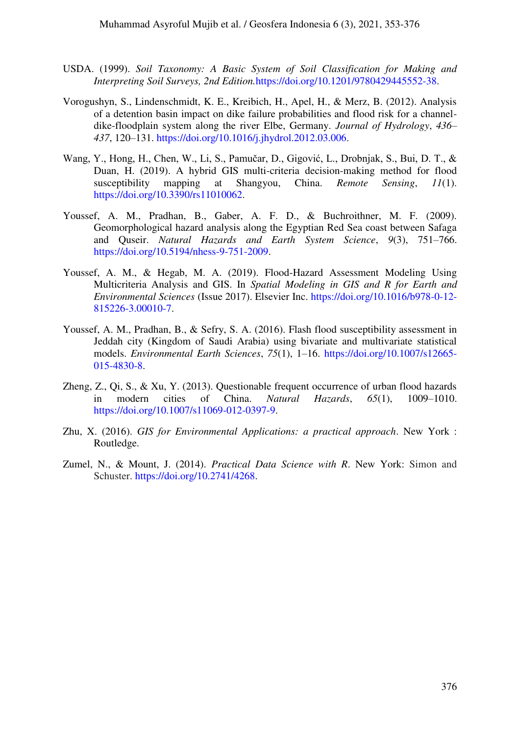USDA. (1999). *Soil Taxonomy: A Basic System of Soil Classification for Making and Interpreting Soil Surveys, 2nd Edition.*https://doi.org/10.1201/9780429445552-38.

Vorogushyn, S., Lindenschmidt, K. E., Kreibich, H., Apel, H., & Merz, B. (2012). Analysis of a detention basin impact on dike failure probabilities and flood risk for a channel-dike-floodplain system along the river Elbe, Germany. *Journal of Hydrology*, *436–437*, 120–131. https://doi.org/10.1016/j.jhydrol.2012.03.006.

Wang, Y., Hong, H., Chen, W., Li, S., Pamučar, D., Gigović, L., Drobnjak, S., Bui, D. T., & Duan, H. (2019). A hybrid GIS multi-criteria decision-making method for flood susceptibility mapping at Shangyou, China. *Remote Sensing*, *11*(1). https://doi.org/10.3390/rs11010062.

Youssef, A. M., Pradhan, B., Gaber, A. F. D., & Buchroithner, M. F. (2009). Geomorphological hazard analysis along the Egyptian Red Sea coast between Safaga and Quseir. *Natural Hazards and Earth System Science*, *9*(3), 751–766. https://doi.org/10.5194/nhess-9-751-2009.

Youssef, A. M., & Hegab, M. A. (2019). Flood-Hazard Assessment Modeling Using Multicriteria Analysis and GIS. In *Spatial Modeling in GIS and R for Earth and Environmental Sciences* (Issue 2017). Elsevier Inc. https://doi.org/10.1016/b978-0-12-815226-3.00010-7.

Youssef, A. M., Pradhan, B., & Sefry, S. A. (2016). Flash flood susceptibility assessment in Jeddah city (Kingdom of Saudi Arabia) using bivariate and multivariate statistical models. *Environmental Earth Sciences*, *75*(1), 1–16. https://doi.org/10.1007/s12665-015-4830-8.

Zheng, Z., Qi, S., & Xu, Y. (2013). Questionable frequent occurrence of urban flood hazards in modern cities of China. *Natural Hazards*, *65*(1), 1009–1010. https://doi.org/10.1007/s11069-012-0397-9.

Zhu, X. (2016). *GIS for Environmental Applications: a practical approach*. New York : Routledge.

Zumel, N., & Mount, J. (2014). *Practical Data Science with R*. New York: Simon and Schuster. https://doi.org/10.2741/4268.